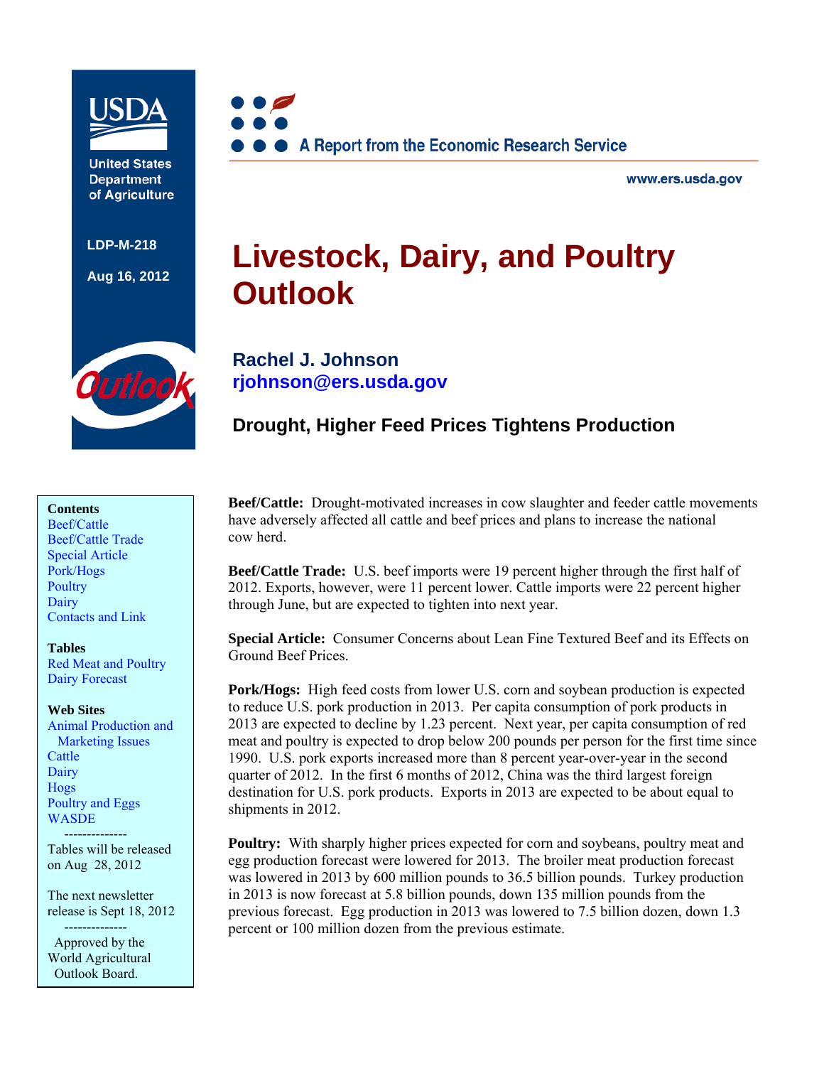USDA

United States Department of Agriculture

LDP-M-218

Aug 16, 2012

A Report from the Economic Research Service

www.ers.usda.gov

# Livestock, Dairy, and Poultry Outlook

**Rachel J. Johnson**
**rjohnson@ers.usda.gov**

## Drought, Higher Feed Prices Tightens Production

**Contents**
Beef/Cattle
Beef/Cattle Trade
Special Article
Pork/Hogs
Poultry
Dairy
Contacts and Link

**Tables**
Red Meat and Poultry
Dairy Forecast

**Web Sites**
Animal Production and Marketing Issues
Cattle
Dairy
Hogs
Poultry and Eggs
WASDE

--------------

Tables will be released on Aug 28, 2012

The next newsletter release is Sept 18, 2012

--------------

Approved by the World Agricultural Outlook Board.

**Beef/Cattle:** Drought-motivated increases in cow slaughter and feeder cattle movements have adversely affected all cattle and beef prices and plans to increase the national cow herd.

**Beef/Cattle Trade:** U.S. beef imports were 19 percent higher through the first half of 2012. Exports, however, were 11 percent lower. Cattle imports were 22 percent higher through June, but are expected to tighten into next year.

**Special Article:** Consumer Concerns about Lean Fine Textured Beef and its Effects on Ground Beef Prices.

**Pork/Hogs:** High feed costs from lower U.S. corn and soybean production is expected to reduce U.S. pork production in 2013. Per capita consumption of pork products in 2013 are expected to decline by 1.23 percent. Next year, per capita consumption of red meat and poultry is expected to drop below 200 pounds per person for the first time since 1990. U.S. pork exports increased more than 8 percent year-over-year in the second quarter of 2012. In the first 6 months of 2012, China was the third largest foreign destination for U.S. pork products. Exports in 2013 are expected to be about equal to shipments in 2012.

**Poultry:** With sharply higher prices expected for corn and soybeans, poultry meat and egg production forecast were lowered for 2013. The broiler meat production forecast was lowered in 2013 by 600 million pounds to 36.5 billion pounds. Turkey production in 2013 is now forecast at 5.8 billion pounds, down 135 million pounds from the previous forecast. Egg production in 2013 was lowered to 7.5 billion dozen, down 1.3 percent or 100 million dozen from the previous estimate.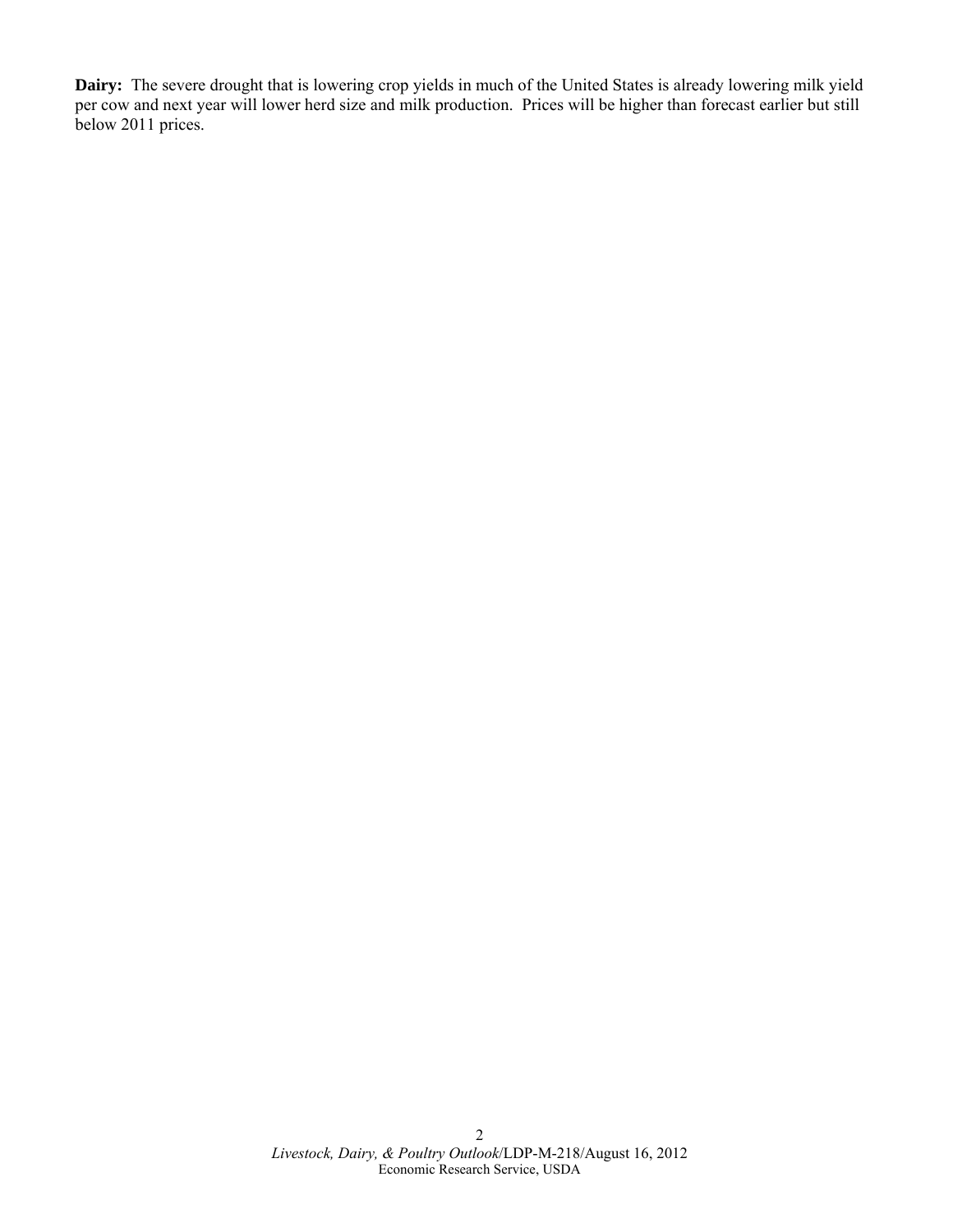**Dairy:** The severe drought that is lowering crop yields in much of the United States is already lowering milk yield per cow and next year will lower herd size and milk production. Prices will be higher than forecast earlier but still below 2011 prices.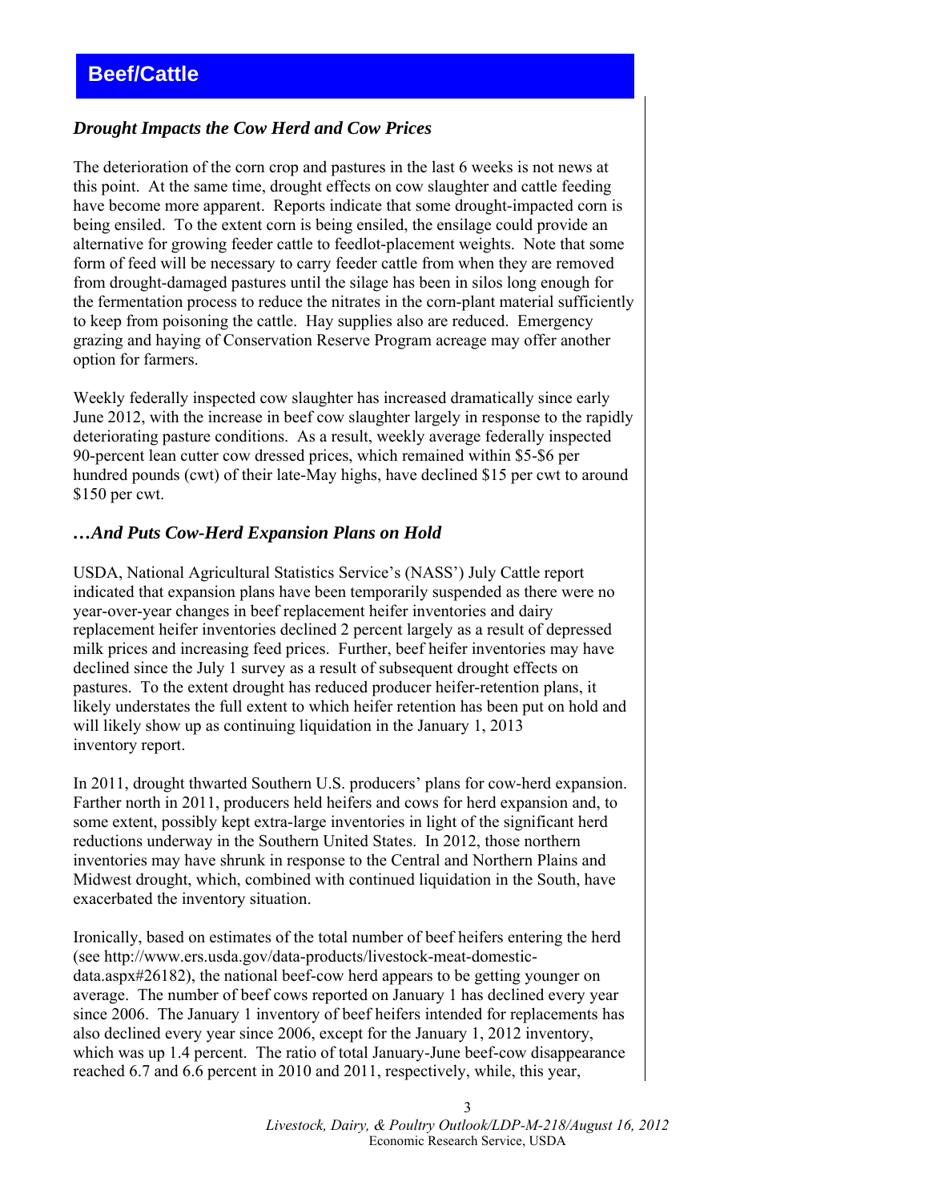## Beef/Cattle

### *Drought Impacts the Cow Herd and Cow Prices*

The deterioration of the corn crop and pastures in the last 6 weeks is not news at this point. At the same time, drought effects on cow slaughter and cattle feeding have become more apparent. Reports indicate that some drought-impacted corn is being ensiled. To the extent corn is being ensiled, the ensilage could provide an alternative for growing feeder cattle to feedlot-placement weights. Note that some form of feed will be necessary to carry feeder cattle from when they are removed from drought-damaged pastures until the silage has been in silos long enough for the fermentation process to reduce the nitrates in the corn-plant material sufficiently to keep from poisoning the cattle. Hay supplies also are reduced. Emergency grazing and haying of Conservation Reserve Program acreage may offer another option for farmers.

Weekly federally inspected cow slaughter has increased dramatically since early June 2012, with the increase in beef cow slaughter largely in response to the rapidly deteriorating pasture conditions. As a result, weekly average federally inspected 90-percent lean cutter cow dressed prices, which remained within $5-$6 per hundred pounds (cwt) of their late-May highs, have declined $15 per cwt to around $150 per cwt.

### *…And Puts Cow-Herd Expansion Plans on Hold*

USDA, National Agricultural Statistics Service's (NASS') July Cattle report indicated that expansion plans have been temporarily suspended as there were no year-over-year changes in beef replacement heifer inventories and dairy replacement heifer inventories declined 2 percent largely as a result of depressed milk prices and increasing feed prices. Further, beef heifer inventories may have declined since the July 1 survey as a result of subsequent drought effects on pastures. To the extent drought has reduced producer heifer-retention plans, it likely understates the full extent to which heifer retention has been put on hold and will likely show up as continuing liquidation in the January 1, 2013 inventory report.

In 2011, drought thwarted Southern U.S. producers' plans for cow-herd expansion. Farther north in 2011, producers held heifers and cows for herd expansion and, to some extent, possibly kept extra-large inventories in light of the significant herd reductions underway in the Southern United States. In 2012, those northern inventories may have shrunk in response to the Central and Northern Plains and Midwest drought, which, combined with continued liquidation in the South, have exacerbated the inventory situation.

Ironically, based on estimates of the total number of beef heifers entering the herd (see http://www.ers.usda.gov/data-products/livestock-meat-domestic-data.aspx#26182), the national beef-cow herd appears to be getting younger on average. The number of beef cows reported on January 1 has declined every year since 2006. The January 1 inventory of beef heifers intended for replacements has also declined every year since 2006, except for the January 1, 2012 inventory, which was up 1.4 percent. The ratio of total January-June beef-cow disappearance reached 6.7 and 6.6 percent in 2010 and 2011, respectively, while, this year,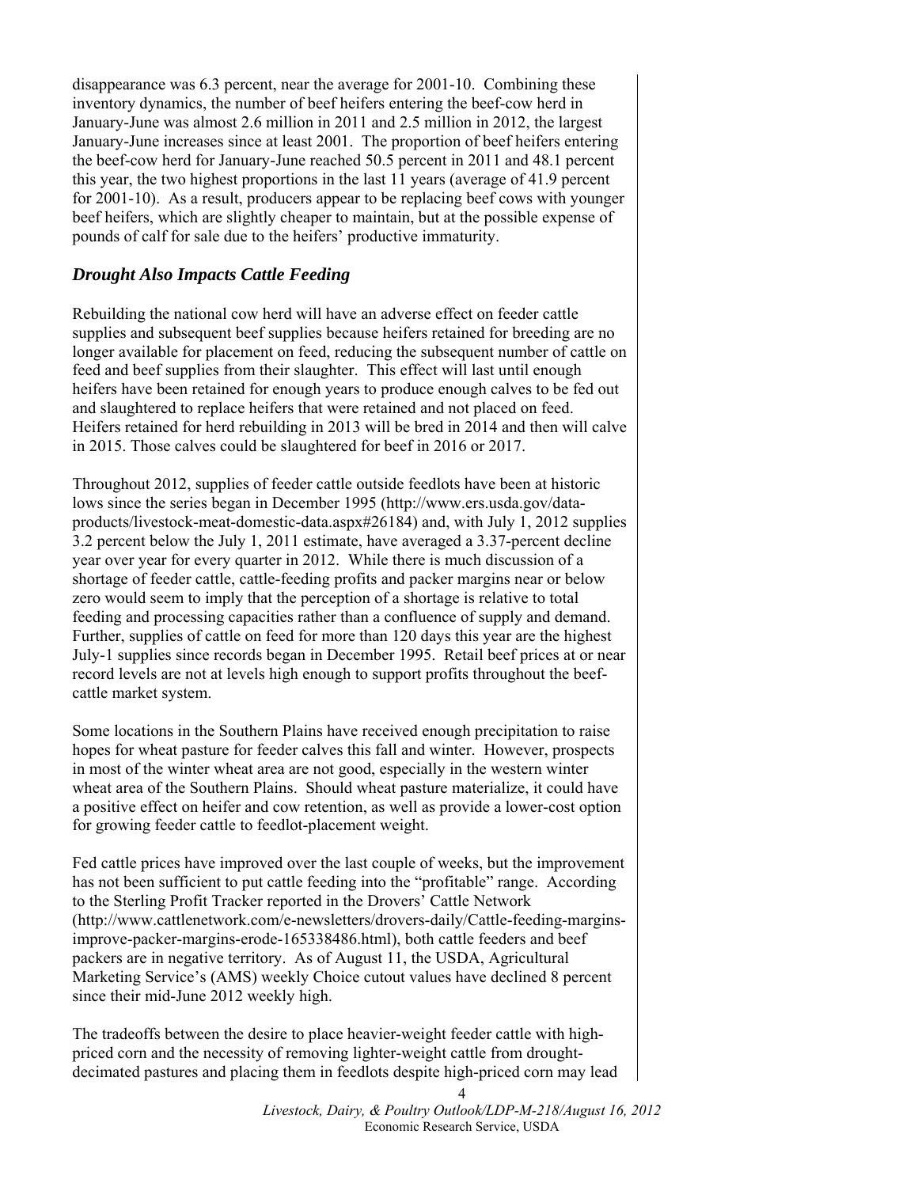disappearance was 6.3 percent, near the average for 2001-10. Combining these inventory dynamics, the number of beef heifers entering the beef-cow herd in January-June was almost 2.6 million in 2011 and 2.5 million in 2012, the largest January-June increases since at least 2001. The proportion of beef heifers entering the beef-cow herd for January-June reached 50.5 percent in 2011 and 48.1 percent this year, the two highest proportions in the last 11 years (average of 41.9 percent for 2001-10). As a result, producers appear to be replacing beef cows with younger beef heifers, which are slightly cheaper to maintain, but at the possible expense of pounds of calf for sale due to the heifers' productive immaturity.

## *Drought Also Impacts Cattle Feeding*

Rebuilding the national cow herd will have an adverse effect on feeder cattle supplies and subsequent beef supplies because heifers retained for breeding are no longer available for placement on feed, reducing the subsequent number of cattle on feed and beef supplies from their slaughter. This effect will last until enough heifers have been retained for enough years to produce enough calves to be fed out and slaughtered to replace heifers that were retained and not placed on feed. Heifers retained for herd rebuilding in 2013 will be bred in 2014 and then will calve in 2015. Those calves could be slaughtered for beef in 2016 or 2017.

Throughout 2012, supplies of feeder cattle outside feedlots have been at historic lows since the series began in December 1995 (http://www.ers.usda.gov/data-products/livestock-meat-domestic-data.aspx#26184) and, with July 1, 2012 supplies 3.2 percent below the July 1, 2011 estimate, have averaged a 3.37-percent decline year over year for every quarter in 2012. While there is much discussion of a shortage of feeder cattle, cattle-feeding profits and packer margins near or below zero would seem to imply that the perception of a shortage is relative to total feeding and processing capacities rather than a confluence of supply and demand. Further, supplies of cattle on feed for more than 120 days this year are the highest July-1 supplies since records began in December 1995. Retail beef prices at or near record levels are not at levels high enough to support profits throughout the beef-cattle market system.

Some locations in the Southern Plains have received enough precipitation to raise hopes for wheat pasture for feeder calves this fall and winter. However, prospects in most of the winter wheat area are not good, especially in the western winter wheat area of the Southern Plains. Should wheat pasture materialize, it could have a positive effect on heifer and cow retention, as well as provide a lower-cost option for growing feeder cattle to feedlot-placement weight.

Fed cattle prices have improved over the last couple of weeks, but the improvement has not been sufficient to put cattle feeding into the "profitable" range. According to the Sterling Profit Tracker reported in the Drovers' Cattle Network (http://www.cattlenetwork.com/e-newsletters/drovers-daily/Cattle-feeding-margins-improve-packer-margins-erode-165338486.html), both cattle feeders and beef packers are in negative territory. As of August 11, the USDA, Agricultural Marketing Service's (AMS) weekly Choice cutout values have declined 8 percent since their mid-June 2012 weekly high.

The tradeoffs between the desire to place heavier-weight feeder cattle with high-priced corn and the necessity of removing lighter-weight cattle from drought-decimated pastures and placing them in feedlots despite high-priced corn may lead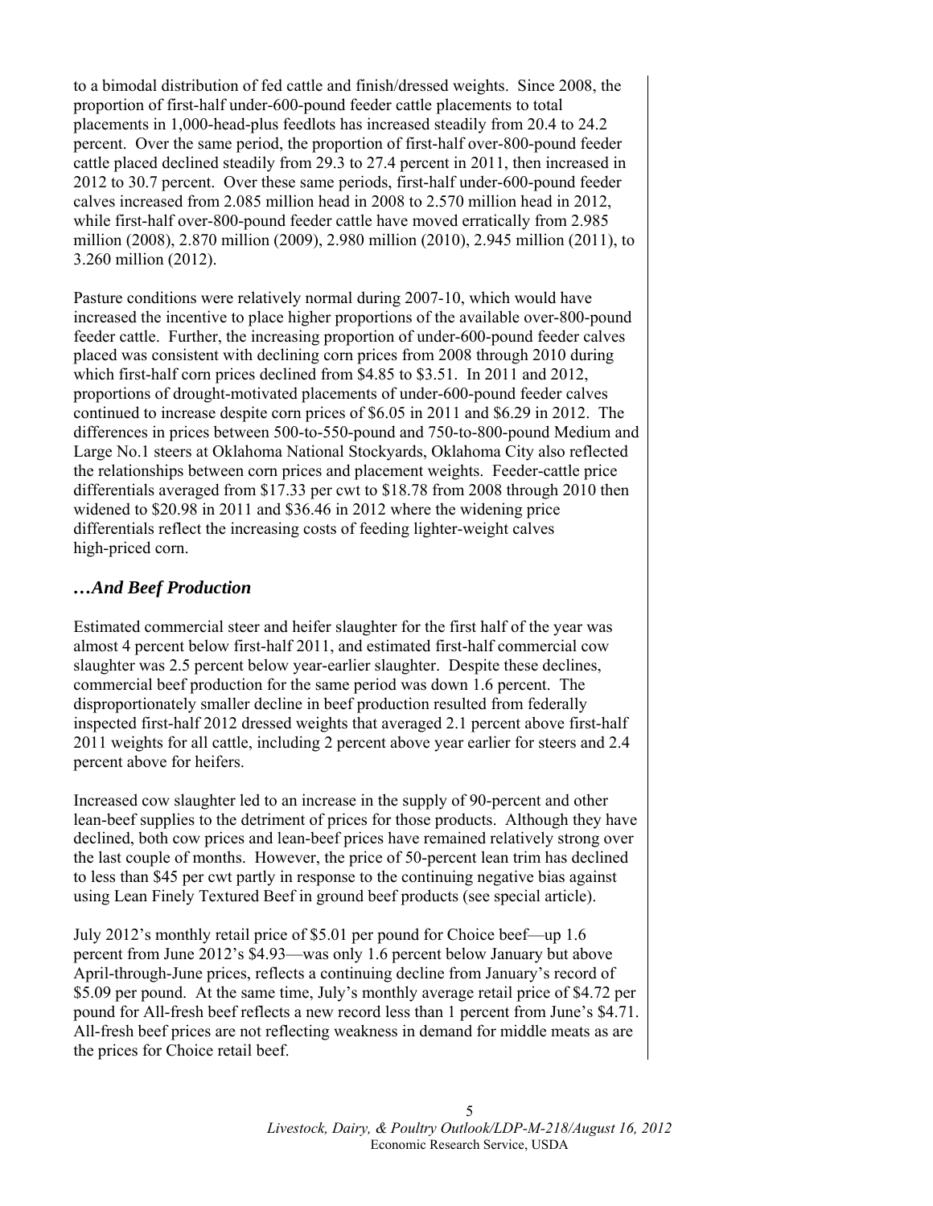to a bimodal distribution of fed cattle and finish/dressed weights. Since 2008, the proportion of first-half under-600-pound feeder cattle placements to total placements in 1,000-head-plus feedlots has increased steadily from 20.4 to 24.2 percent. Over the same period, the proportion of first-half over-800-pound feeder cattle placed declined steadily from 29.3 to 27.4 percent in 2011, then increased in 2012 to 30.7 percent. Over these same periods, first-half under-600-pound feeder calves increased from 2.085 million head in 2008 to 2.570 million head in 2012, while first-half over-800-pound feeder cattle have moved erratically from 2.985 million (2008), 2.870 million (2009), 2.980 million (2010), 2.945 million (2011), to 3.260 million (2012).

Pasture conditions were relatively normal during 2007-10, which would have increased the incentive to place higher proportions of the available over-800-pound feeder cattle. Further, the increasing proportion of under-600-pound feeder calves placed was consistent with declining corn prices from 2008 through 2010 during which first-half corn prices declined from $4.85 to $3.51. In 2011 and 2012, proportions of drought-motivated placements of under-600-pound feeder calves continued to increase despite corn prices of $6.05 in 2011 and $6.29 in 2012. The differences in prices between 500-to-550-pound and 750-to-800-pound Medium and Large No.1 steers at Oklahoma National Stockyards, Oklahoma City also reflected the relationships between corn prices and placement weights. Feeder-cattle price differentials averaged from $17.33 per cwt to $18.78 from 2008 through 2010 then widened to $20.98 in 2011 and $36.46 in 2012 where the widening price differentials reflect the increasing costs of feeding lighter-weight calves high-priced corn.

## *…And Beef Production*

Estimated commercial steer and heifer slaughter for the first half of the year was almost 4 percent below first-half 2011, and estimated first-half commercial cow slaughter was 2.5 percent below year-earlier slaughter. Despite these declines, commercial beef production for the same period was down 1.6 percent. The disproportionately smaller decline in beef production resulted from federally inspected first-half 2012 dressed weights that averaged 2.1 percent above first-half 2011 weights for all cattle, including 2 percent above year earlier for steers and 2.4 percent above for heifers.

Increased cow slaughter led to an increase in the supply of 90-percent and other lean-beef supplies to the detriment of prices for those products. Although they have declined, both cow prices and lean-beef prices have remained relatively strong over the last couple of months. However, the price of 50-percent lean trim has declined to less than $45 per cwt partly in response to the continuing negative bias against using Lean Finely Textured Beef in ground beef products (see special article).

July 2012's monthly retail price of $5.01 per pound for Choice beef—up 1.6 percent from June 2012's $4.93—was only 1.6 percent below January but above April-through-June prices, reflects a continuing decline from January's record of $5.09 per pound. At the same time, July's monthly average retail price of $4.72 per pound for All-fresh beef reflects a new record less than 1 percent from June's $4.71. All-fresh beef prices are not reflecting weakness in demand for middle meats as are the prices for Choice retail beef.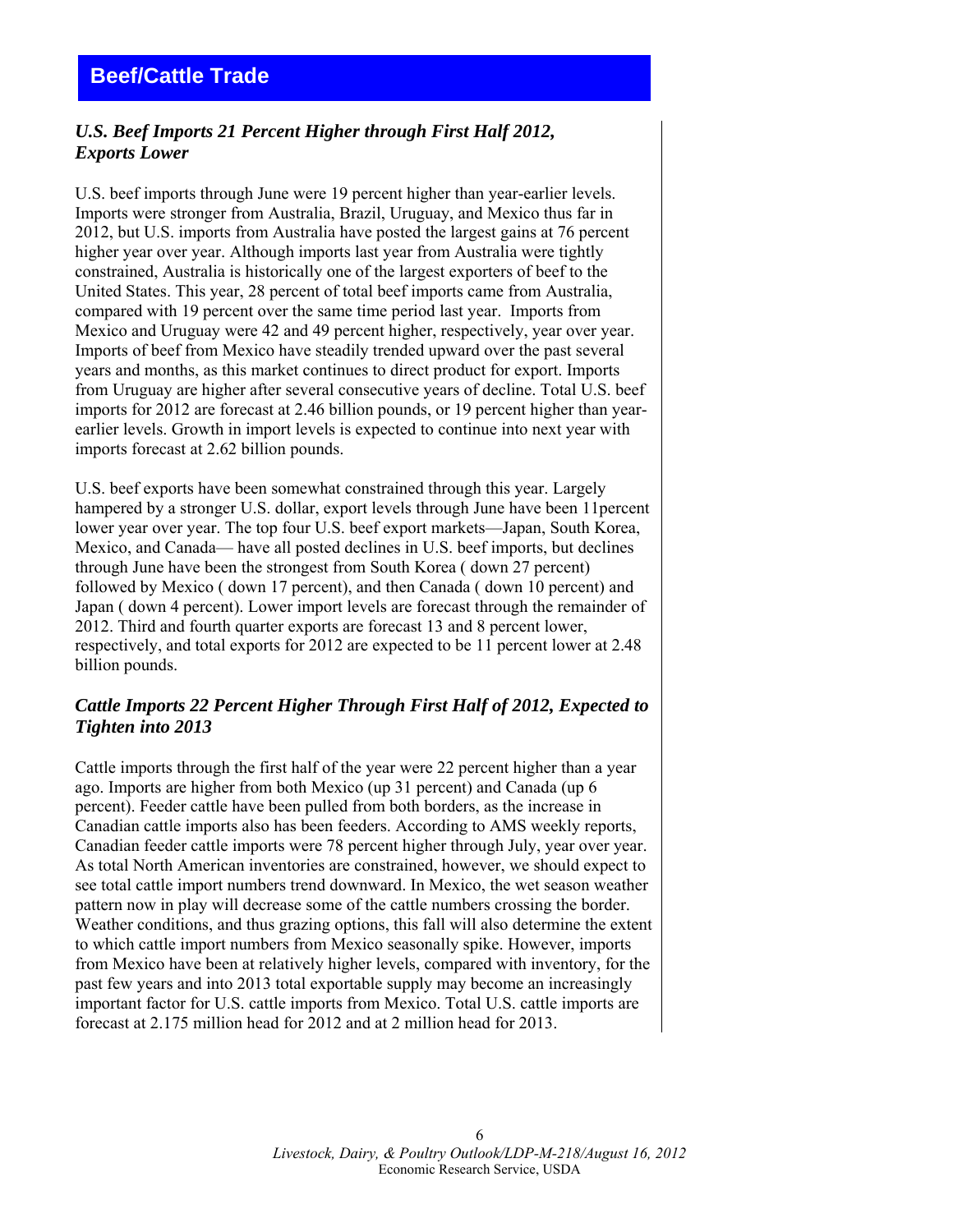# Beef/Cattle Trade

### *U.S. Beef Imports 21 Percent Higher through First Half 2012, Exports Lower*

U.S. beef imports through June were 19 percent higher than year-earlier levels. Imports were stronger from Australia, Brazil, Uruguay, and Mexico thus far in 2012, but U.S. imports from Australia have posted the largest gains at 76 percent higher year over year. Although imports last year from Australia were tightly constrained, Australia is historically one of the largest exporters of beef to the United States. This year, 28 percent of total beef imports came from Australia, compared with 19 percent over the same time period last year. Imports from Mexico and Uruguay were 42 and 49 percent higher, respectively, year over year. Imports of beef from Mexico have steadily trended upward over the past several years and months, as this market continues to direct product for export. Imports from Uruguay are higher after several consecutive years of decline. Total U.S. beef imports for 2012 are forecast at 2.46 billion pounds, or 19 percent higher than year-earlier levels. Growth in import levels is expected to continue into next year with imports forecast at 2.62 billion pounds.

U.S. beef exports have been somewhat constrained through this year. Largely hampered by a stronger U.S. dollar, export levels through June have been 11percent lower year over year. The top four U.S. beef export markets—Japan, South Korea, Mexico, and Canada— have all posted declines in U.S. beef imports, but declines through June have been the strongest from South Korea ( down 27 percent) followed by Mexico ( down 17 percent), and then Canada ( down 10 percent) and Japan ( down 4 percent). Lower import levels are forecast through the remainder of 2012. Third and fourth quarter exports are forecast 13 and 8 percent lower, respectively, and total exports for 2012 are expected to be 11 percent lower at 2.48 billion pounds.

### *Cattle Imports 22 Percent Higher Through First Half of 2012, Expected to Tighten into 2013*

Cattle imports through the first half of the year were 22 percent higher than a year ago. Imports are higher from both Mexico (up 31 percent) and Canada (up 6 percent). Feeder cattle have been pulled from both borders, as the increase in Canadian cattle imports also has been feeders. According to AMS weekly reports, Canadian feeder cattle imports were 78 percent higher through July, year over year. As total North American inventories are constrained, however, we should expect to see total cattle import numbers trend downward. In Mexico, the wet season weather pattern now in play will decrease some of the cattle numbers crossing the border. Weather conditions, and thus grazing options, this fall will also determine the extent to which cattle import numbers from Mexico seasonally spike. However, imports from Mexico have been at relatively higher levels, compared with inventory, for the past few years and into 2013 total exportable supply may become an increasingly important factor for U.S. cattle imports from Mexico. Total U.S. cattle imports are forecast at 2.175 million head for 2012 and at 2 million head for 2013.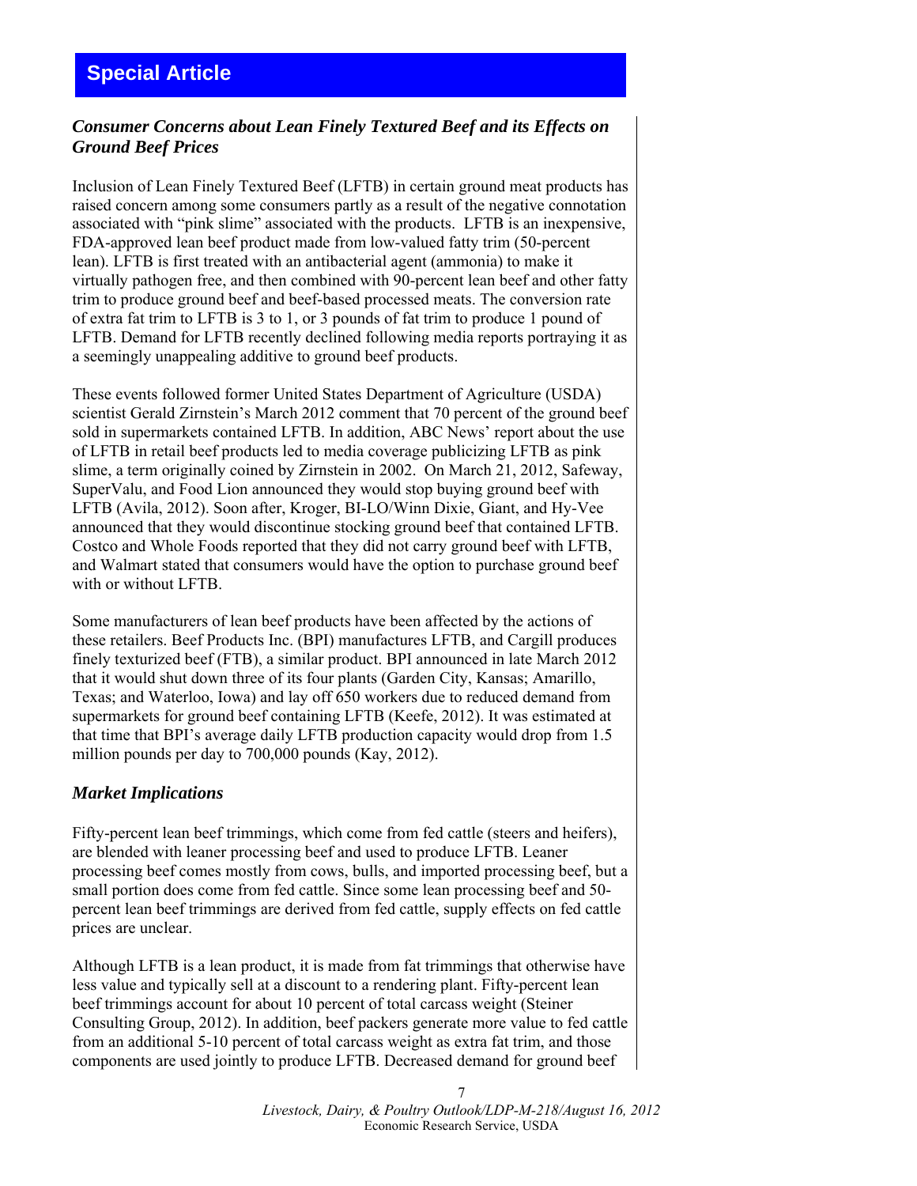## Special Article

### *Consumer Concerns about Lean Finely Textured Beef and its Effects on Ground Beef Prices*

Inclusion of Lean Finely Textured Beef (LFTB) in certain ground meat products has raised concern among some consumers partly as a result of the negative connotation associated with "pink slime" associated with the products. LFTB is an inexpensive, FDA-approved lean beef product made from low-valued fatty trim (50-percent lean). LFTB is first treated with an antibacterial agent (ammonia) to make it virtually pathogen free, and then combined with 90-percent lean beef and other fatty trim to produce ground beef and beef-based processed meats. The conversion rate of extra fat trim to LFTB is 3 to 1, or 3 pounds of fat trim to produce 1 pound of LFTB. Demand for LFTB recently declined following media reports portraying it as a seemingly unappealing additive to ground beef products.

These events followed former United States Department of Agriculture (USDA) scientist Gerald Zirnstein's March 2012 comment that 70 percent of the ground beef sold in supermarkets contained LFTB. In addition, ABC News' report about the use of LFTB in retail beef products led to media coverage publicizing LFTB as pink slime, a term originally coined by Zirnstein in 2002. On March 21, 2012, Safeway, SuperValu, and Food Lion announced they would stop buying ground beef with LFTB (Avila, 2012). Soon after, Kroger, BI-LO/Winn Dixie, Giant, and Hy-Vee announced that they would discontinue stocking ground beef that contained LFTB. Costco and Whole Foods reported that they did not carry ground beef with LFTB, and Walmart stated that consumers would have the option to purchase ground beef with or without LFTB.

Some manufacturers of lean beef products have been affected by the actions of these retailers. Beef Products Inc. (BPI) manufactures LFTB, and Cargill produces finely texturized beef (FTB), a similar product. BPI announced in late March 2012 that it would shut down three of its four plants (Garden City, Kansas; Amarillo, Texas; and Waterloo, Iowa) and lay off 650 workers due to reduced demand from supermarkets for ground beef containing LFTB (Keefe, 2012). It was estimated at that time that BPI's average daily LFTB production capacity would drop from 1.5 million pounds per day to 700,000 pounds (Kay, 2012).

### *Market Implications*

Fifty-percent lean beef trimmings, which come from fed cattle (steers and heifers), are blended with leaner processing beef and used to produce LFTB. Leaner processing beef comes mostly from cows, bulls, and imported processing beef, but a small portion does come from fed cattle. Since some lean processing beef and 50-percent lean beef trimmings are derived from fed cattle, supply effects on fed cattle prices are unclear.

Although LFTB is a lean product, it is made from fat trimmings that otherwise have less value and typically sell at a discount to a rendering plant. Fifty-percent lean beef trimmings account for about 10 percent of total carcass weight (Steiner Consulting Group, 2012). In addition, beef packers generate more value to fed cattle from an additional 5-10 percent of total carcass weight as extra fat trim, and those components are used jointly to produce LFTB. Decreased demand for ground beef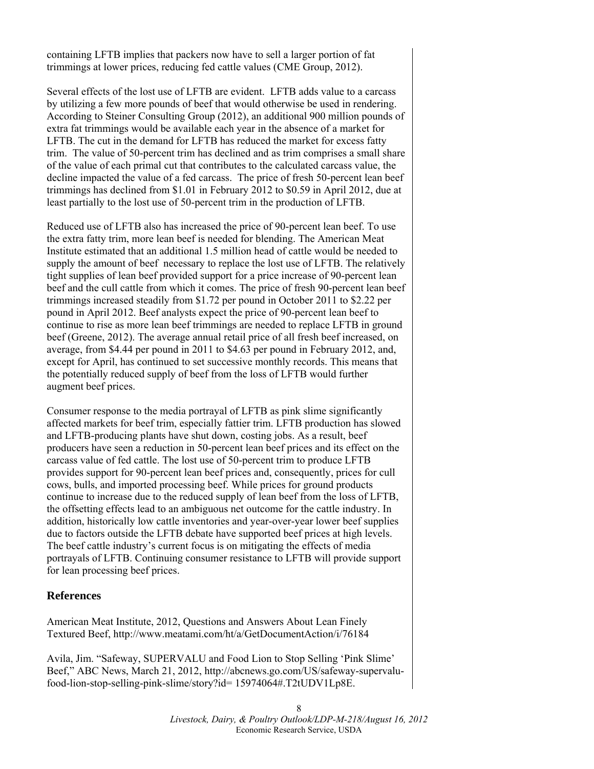containing LFTB implies that packers now have to sell a larger portion of fat trimmings at lower prices, reducing fed cattle values (CME Group, 2012).

Several effects of the lost use of LFTB are evident. LFTB adds value to a carcass by utilizing a few more pounds of beef that would otherwise be used in rendering. According to Steiner Consulting Group (2012), an additional 900 million pounds of extra fat trimmings would be available each year in the absence of a market for LFTB. The cut in the demand for LFTB has reduced the market for excess fatty trim. The value of 50-percent trim has declined and as trim comprises a small share of the value of each primal cut that contributes to the calculated carcass value, the decline impacted the value of a fed carcass. The price of fresh 50-percent lean beef trimmings has declined from $1.01 in February 2012 to $0.59 in April 2012, due at least partially to the lost use of 50-percent trim in the production of LFTB.

Reduced use of LFTB also has increased the price of 90-percent lean beef. To use the extra fatty trim, more lean beef is needed for blending. The American Meat Institute estimated that an additional 1.5 million head of cattle would be needed to supply the amount of beef necessary to replace the lost use of LFTB. The relatively tight supplies of lean beef provided support for a price increase of 90-percent lean beef and the cull cattle from which it comes. The price of fresh 90-percent lean beef trimmings increased steadily from $1.72 per pound in October 2011 to $2.22 per pound in April 2012. Beef analysts expect the price of 90-percent lean beef to continue to rise as more lean beef trimmings are needed to replace LFTB in ground beef (Greene, 2012). The average annual retail price of all fresh beef increased, on average, from $4.44 per pound in 2011 to $4.63 per pound in February 2012, and, except for April, has continued to set successive monthly records. This means that the potentially reduced supply of beef from the loss of LFTB would further augment beef prices.

Consumer response to the media portrayal of LFTB as pink slime significantly affected markets for beef trim, especially fattier trim. LFTB production has slowed and LFTB-producing plants have shut down, costing jobs. As a result, beef producers have seen a reduction in 50-percent lean beef prices and its effect on the carcass value of fed cattle. The lost use of 50-percent trim to produce LFTB provides support for 90-percent lean beef prices and, consequently, prices for cull cows, bulls, and imported processing beef. While prices for ground products continue to increase due to the reduced supply of lean beef from the loss of LFTB, the offsetting effects lead to an ambiguous net outcome for the cattle industry. In addition, historically low cattle inventories and year-over-year lower beef supplies due to factors outside the LFTB debate have supported beef prices at high levels. The beef cattle industry's current focus is on mitigating the effects of media portrayals of LFTB. Continuing consumer resistance to LFTB will provide support for lean processing beef prices.

## References

American Meat Institute, 2012, Questions and Answers About Lean Finely Textured Beef, http://www.meatami.com/ht/a/GetDocumentAction/i/76184

Avila, Jim. "Safeway, SUPERVALU and Food Lion to Stop Selling 'Pink Slime' Beef," ABC News, March 21, 2012, http://abcnews.go.com/US/safeway-supervalu-food-lion-stop-selling-pink-slime/story?id= 15974064#.T2tUDV1Lp8E.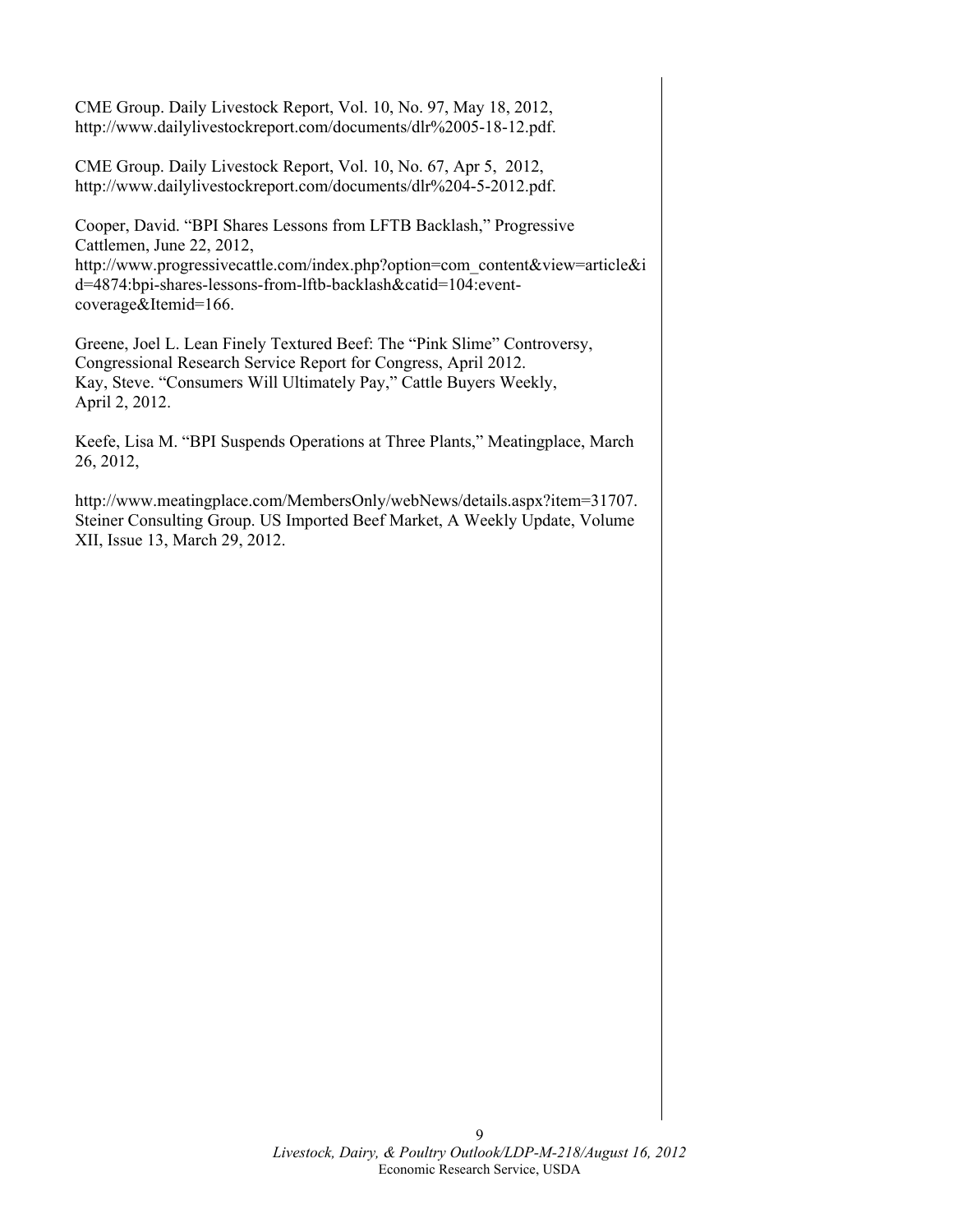CME Group. Daily Livestock Report, Vol. 10, No. 97, May 18, 2012, http://www.dailylivestockreport.com/documents/dlr%2005-18-12.pdf.

CME Group. Daily Livestock Report, Vol. 10, No. 67, Apr 5, 2012, http://www.dailylivestockreport.com/documents/dlr%204-5-2012.pdf.

Cooper, David. "BPI Shares Lessons from LFTB Backlash," Progressive Cattlemen, June 22, 2012, http://www.progressivecattle.com/index.php?option=com_content&view=article&id=4874:bpi-shares-lessons-from-lftb-backlash&catid=104:event-coverage&Itemid=166.

Greene, Joel L. Lean Finely Textured Beef: The "Pink Slime" Controversy, Congressional Research Service Report for Congress, April 2012.
Kay, Steve. "Consumers Will Ultimately Pay," Cattle Buyers Weekly, April 2, 2012.

Keefe, Lisa M. "BPI Suspends Operations at Three Plants," Meatingplace, March 26, 2012,

http://www.meatingplace.com/MembersOnly/webNews/details.aspx?item=31707.
Steiner Consulting Group. US Imported Beef Market, A Weekly Update, Volume XII, Issue 13, March 29, 2012.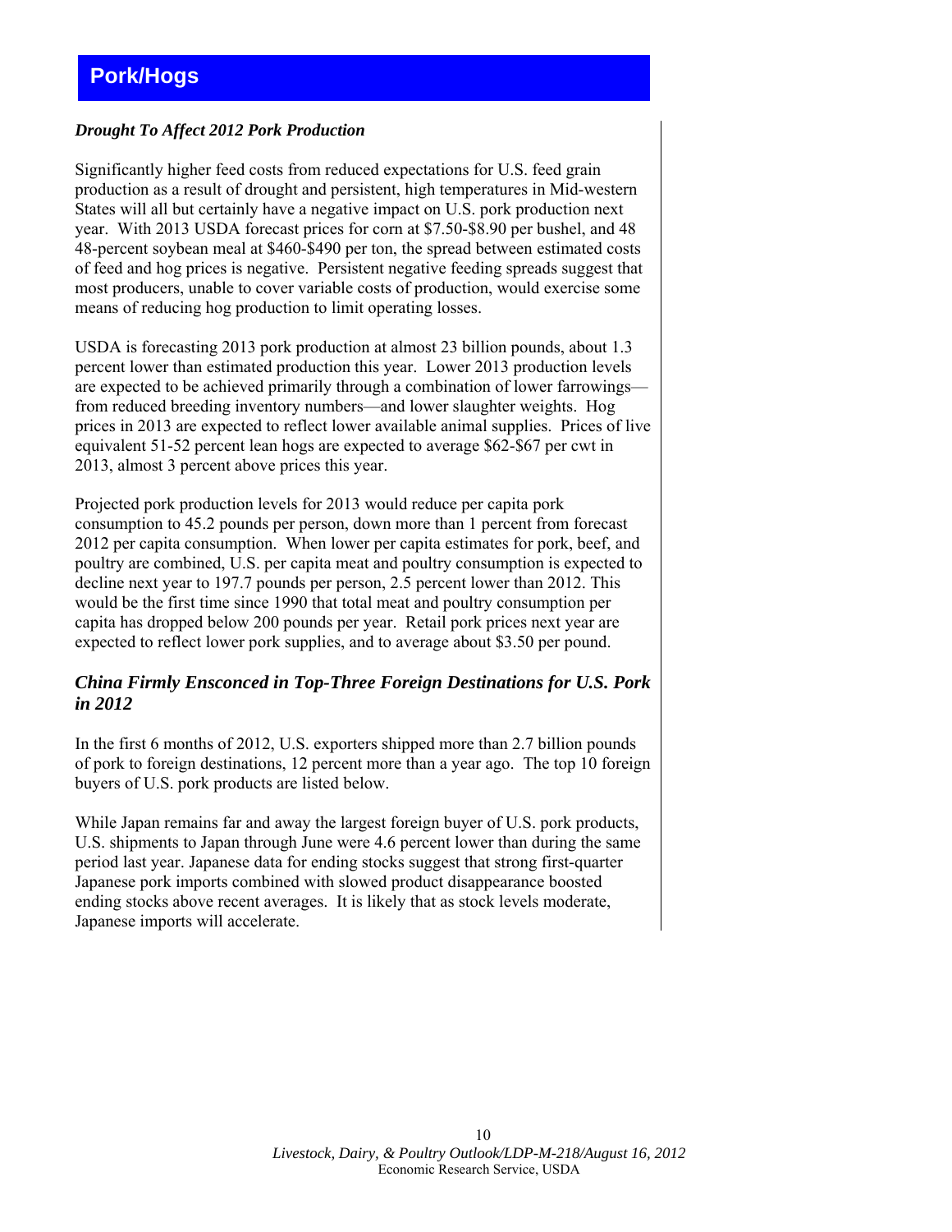# Pork/Hogs

***Drought To Affect 2012 Pork Production***

Significantly higher feed costs from reduced expectations for U.S. feed grain production as a result of drought and persistent, high temperatures in Mid-western States will all but certainly have a negative impact on U.S. pork production next year. With 2013 USDA forecast prices for corn at $7.50-$8.90 per bushel, and 48 48-percent soybean meal at $460-$490 per ton, the spread between estimated costs of feed and hog prices is negative. Persistent negative feeding spreads suggest that most producers, unable to cover variable costs of production, would exercise some means of reducing hog production to limit operating losses.

USDA is forecasting 2013 pork production at almost 23 billion pounds, about 1.3 percent lower than estimated production this year. Lower 2013 production levels are expected to be achieved primarily through a combination of lower farrowings—from reduced breeding inventory numbers—and lower slaughter weights. Hog prices in 2013 are expected to reflect lower available animal supplies. Prices of live equivalent 51-52 percent lean hogs are expected to average $62-$67 per cwt in 2013, almost 3 percent above prices this year.

Projected pork production levels for 2013 would reduce per capita pork consumption to 45.2 pounds per person, down more than 1 percent from forecast 2012 per capita consumption. When lower per capita estimates for pork, beef, and poultry are combined, U.S. per capita meat and poultry consumption is expected to decline next year to 197.7 pounds per person, 2.5 percent lower than 2012. This would be the first time since 1990 that total meat and poultry consumption per capita has dropped below 200 pounds per year. Retail pork prices next year are expected to reflect lower pork supplies, and to average about $3.50 per pound.

## *China Firmly Ensconced in Top-Three Foreign Destinations for U.S. Pork in 2012*

In the first 6 months of 2012, U.S. exporters shipped more than 2.7 billion pounds of pork to foreign destinations, 12 percent more than a year ago. The top 10 foreign buyers of U.S. pork products are listed below.

While Japan remains far and away the largest foreign buyer of U.S. pork products, U.S. shipments to Japan through June were 4.6 percent lower than during the same period last year. Japanese data for ending stocks suggest that strong first-quarter Japanese pork imports combined with slowed product disappearance boosted ending stocks above recent averages. It is likely that as stock levels moderate, Japanese imports will accelerate.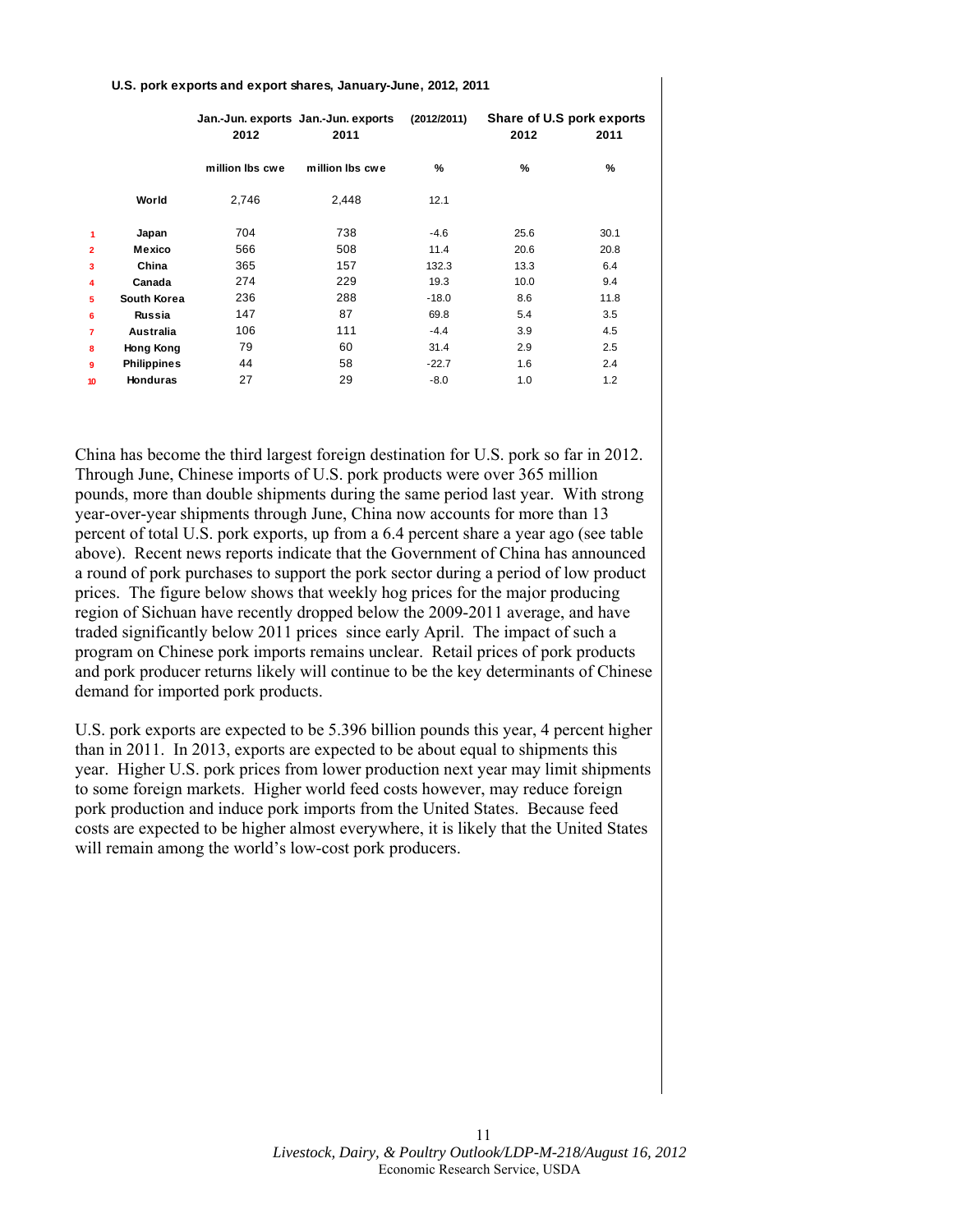**U.S. pork exports and export shares, January-June, 2012, 2011**

| | | Jan.-Jun. exports 2012 | Jan.-Jun. exports 2011 | (2012/2011) | Share of U.S pork exports 2012 | 2011 |
|---|---|---|---|---|---|---|
| | | million lbs cwe | million lbs cwe | % | % | % |
| | World | 2,746 | 2,448 | 12.1 | | |
| 1 | Japan | 704 | 738 | -4.6 | 25.6 | 30.1 |
| 2 | Mexico | 566 | 508 | 11.4 | 20.6 | 20.8 |
| 3 | China | 365 | 157 | 132.3 | 13.3 | 6.4 |
| 4 | Canada | 274 | 229 | 19.3 | 10.0 | 9.4 |
| 5 | South Korea | 236 | 288 | -18.0 | 8.6 | 11.8 |
| 6 | Russia | 147 | 87 | 69.8 | 5.4 | 3.5 |
| 7 | Australia | 106 | 111 | -4.4 | 3.9 | 4.5 |
| 8 | Hong Kong | 79 | 60 | 31.4 | 2.9 | 2.5 |
| 9 | Philippines | 44 | 58 | -22.7 | 1.6 | 2.4 |
| 10 | Honduras | 27 | 29 | -8.0 | 1.0 | 1.2 |

China has become the third largest foreign destination for U.S. pork so far in 2012. Through June, Chinese imports of U.S. pork products were over 365 million pounds, more than double shipments during the same period last year. With strong year-over-year shipments through June, China now accounts for more than 13 percent of total U.S. pork exports, up from a 6.4 percent share a year ago (see table above). Recent news reports indicate that the Government of China has announced a round of pork purchases to support the pork sector during a period of low product prices. The figure below shows that weekly hog prices for the major producing region of Sichuan have recently dropped below the 2009-2011 average, and have traded significantly below 2011 prices since early April. The impact of such a program on Chinese pork imports remains unclear. Retail prices of pork products and pork producer returns likely will continue to be the key determinants of Chinese demand for imported pork products.

U.S. pork exports are expected to be 5.396 billion pounds this year, 4 percent higher than in 2011. In 2013, exports are expected to be about equal to shipments this year. Higher U.S. pork prices from lower production next year may limit shipments to some foreign markets. Higher world feed costs however, may reduce foreign pork production and induce pork imports from the United States. Because feed costs are expected to be higher almost everywhere, it is likely that the United States will remain among the world's low-cost pork producers.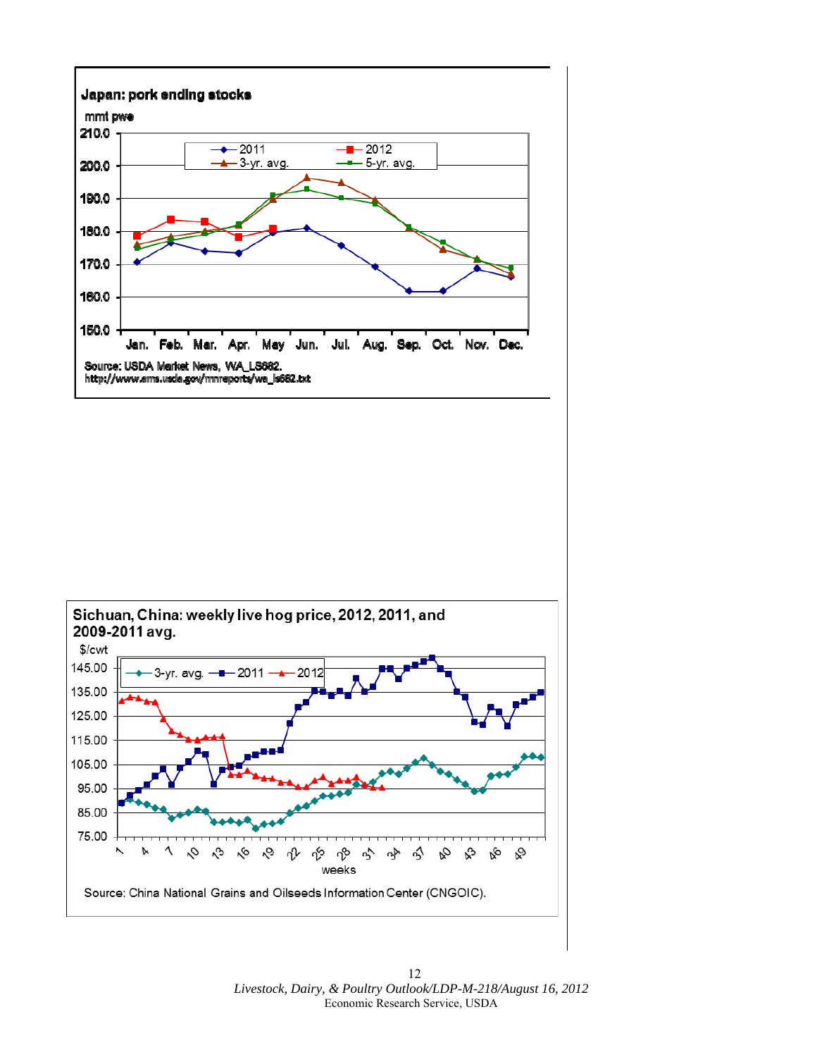**Japan: pork ending stocks**

mmt pwe

Source: USDA Market News, WA_LS682.
http://www.ams.usda.gov/mnreports/wa_ls682.txt

**Sichuan, China: weekly live hog price, 2012, 2011, and 2009-2011 avg.**

$/cwt

Source: China National Grains and Oilseeds Information Center (CNGOIC).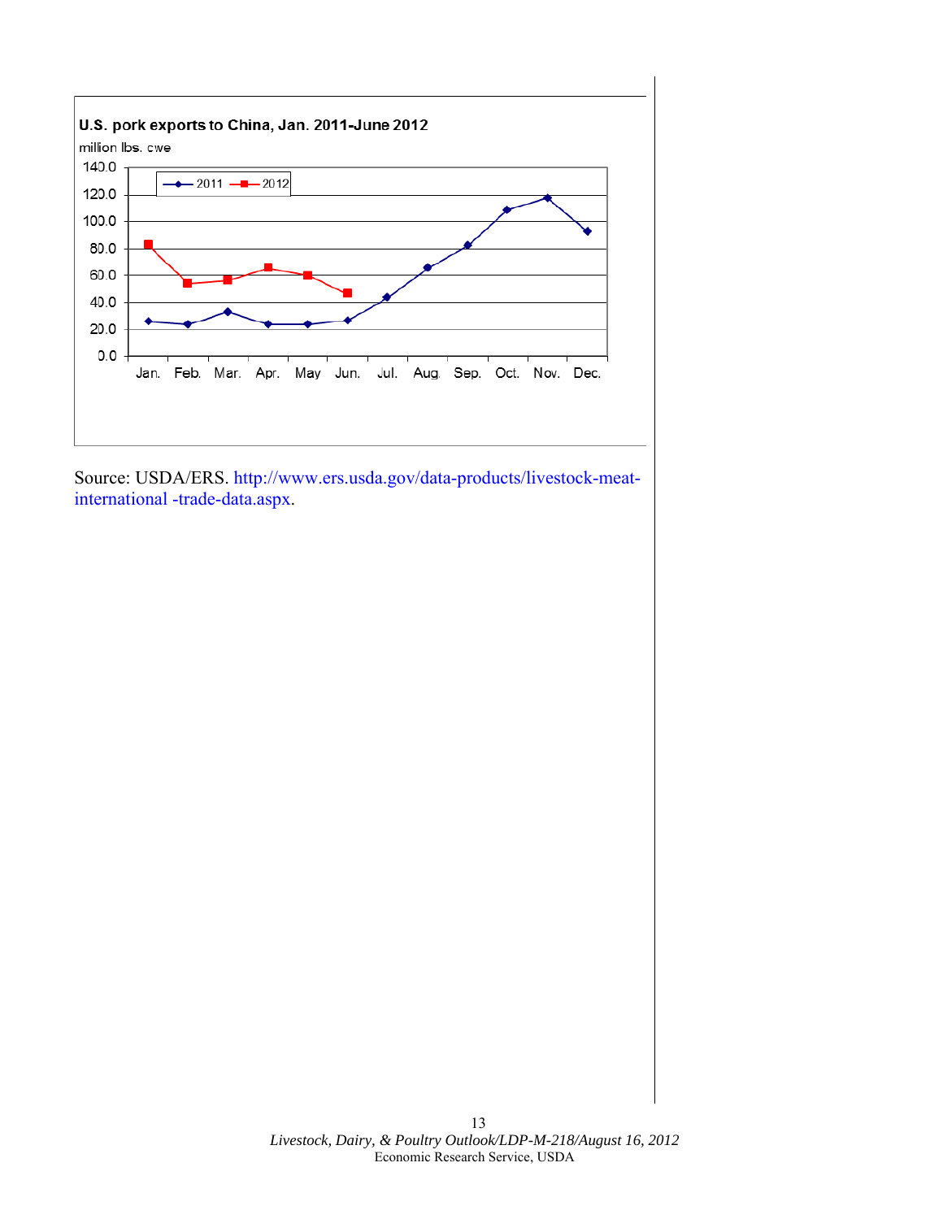**U.S. pork exports to China, Jan. 2011-June 2012**

million lbs. cwe

Source: USDA/ERS. http://www.ers.usda.gov/data-products/livestock-meat-international -trade-data.aspx.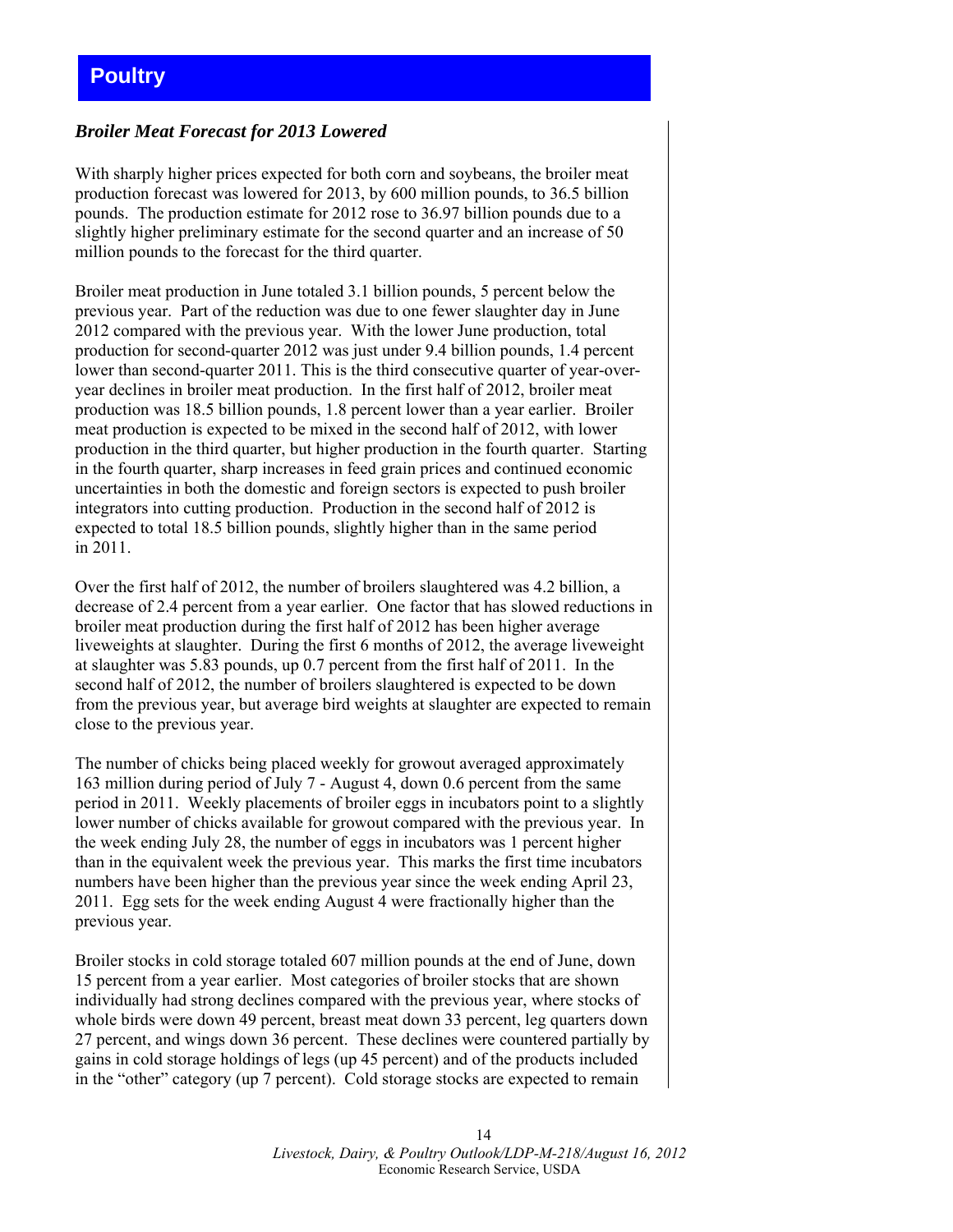# Poultry

### *Broiler Meat Forecast for 2013 Lowered*

With sharply higher prices expected for both corn and soybeans, the broiler meat production forecast was lowered for 2013, by 600 million pounds, to 36.5 billion pounds. The production estimate for 2012 rose to 36.97 billion pounds due to a slightly higher preliminary estimate for the second quarter and an increase of 50 million pounds to the forecast for the third quarter.

Broiler meat production in June totaled 3.1 billion pounds, 5 percent below the previous year. Part of the reduction was due to one fewer slaughter day in June 2012 compared with the previous year. With the lower June production, total production for second-quarter 2012 was just under 9.4 billion pounds, 1.4 percent lower than second-quarter 2011. This is the third consecutive quarter of year-over-year declines in broiler meat production. In the first half of 2012, broiler meat production was 18.5 billion pounds, 1.8 percent lower than a year earlier. Broiler meat production is expected to be mixed in the second half of 2012, with lower production in the third quarter, but higher production in the fourth quarter. Starting in the fourth quarter, sharp increases in feed grain prices and continued economic uncertainties in both the domestic and foreign sectors is expected to push broiler integrators into cutting production. Production in the second half of 2012 is expected to total 18.5 billion pounds, slightly higher than in the same period in 2011.

Over the first half of 2012, the number of broilers slaughtered was 4.2 billion, a decrease of 2.4 percent from a year earlier. One factor that has slowed reductions in broiler meat production during the first half of 2012 has been higher average liveweights at slaughter. During the first 6 months of 2012, the average liveweight at slaughter was 5.83 pounds, up 0.7 percent from the first half of 2011. In the second half of 2012, the number of broilers slaughtered is expected to be down from the previous year, but average bird weights at slaughter are expected to remain close to the previous year.

The number of chicks being placed weekly for growout averaged approximately 163 million during period of July 7 - August 4, down 0.6 percent from the same period in 2011. Weekly placements of broiler eggs in incubators point to a slightly lower number of chicks available for growout compared with the previous year. In the week ending July 28, the number of eggs in incubators was 1 percent higher than in the equivalent week the previous year. This marks the first time incubators numbers have been higher than the previous year since the week ending April 23, 2011. Egg sets for the week ending August 4 were fractionally higher than the previous year.

Broiler stocks in cold storage totaled 607 million pounds at the end of June, down 15 percent from a year earlier. Most categories of broiler stocks that are shown individually had strong declines compared with the previous year, where stocks of whole birds were down 49 percent, breast meat down 33 percent, leg quarters down 27 percent, and wings down 36 percent. These declines were countered partially by gains in cold storage holdings of legs (up 45 percent) and of the products included in the "other" category (up 7 percent). Cold storage stocks are expected to remain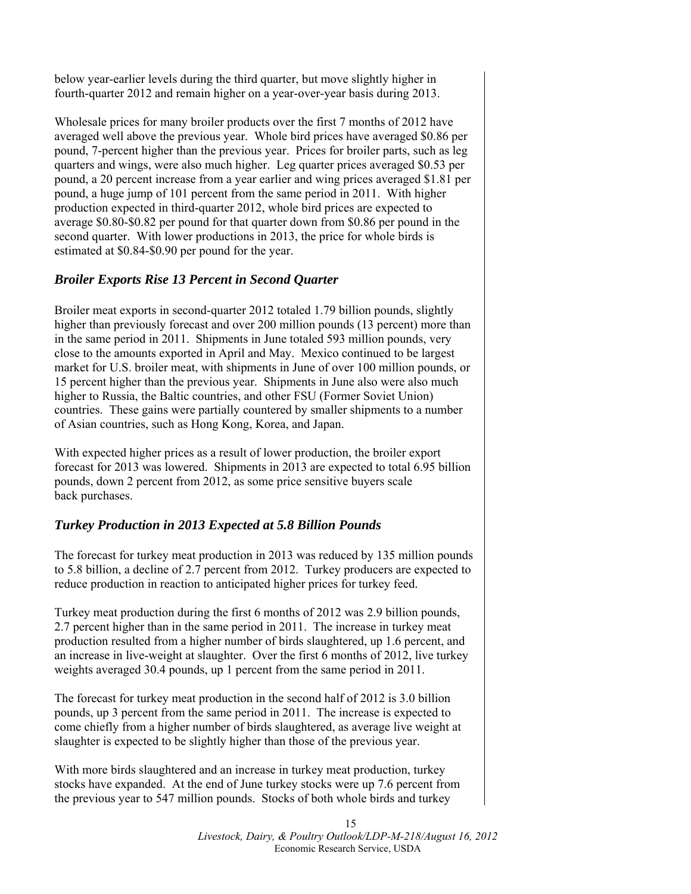below year-earlier levels during the third quarter, but move slightly higher in fourth-quarter 2012 and remain higher on a year-over-year basis during 2013.

Wholesale prices for many broiler products over the first 7 months of 2012 have averaged well above the previous year. Whole bird prices have averaged \$0.86 per pound, 7-percent higher than the previous year. Prices for broiler parts, such as leg quarters and wings, were also much higher. Leg quarter prices averaged \$0.53 per pound, a 20 percent increase from a year earlier and wing prices averaged \$1.81 per pound, a huge jump of 101 percent from the same period in 2011. With higher production expected in third-quarter 2012, whole bird prices are expected to average \$0.80-\$0.82 per pound for that quarter down from \$0.86 per pound in the second quarter. With lower productions in 2013, the price for whole birds is estimated at \$0.84-\$0.90 per pound for the year.

## *Broiler Exports Rise 13 Percent in Second Quarter*

Broiler meat exports in second-quarter 2012 totaled 1.79 billion pounds, slightly higher than previously forecast and over 200 million pounds (13 percent) more than in the same period in 2011. Shipments in June totaled 593 million pounds, very close to the amounts exported in April and May. Mexico continued to be largest market for U.S. broiler meat, with shipments in June of over 100 million pounds, or 15 percent higher than the previous year. Shipments in June also were also much higher to Russia, the Baltic countries, and other FSU (Former Soviet Union) countries. These gains were partially countered by smaller shipments to a number of Asian countries, such as Hong Kong, Korea, and Japan.

With expected higher prices as a result of lower production, the broiler export forecast for 2013 was lowered. Shipments in 2013 are expected to total 6.95 billion pounds, down 2 percent from 2012, as some price sensitive buyers scale back purchases.

## *Turkey Production in 2013 Expected at 5.8 Billion Pounds*

The forecast for turkey meat production in 2013 was reduced by 135 million pounds to 5.8 billion, a decline of 2.7 percent from 2012. Turkey producers are expected to reduce production in reaction to anticipated higher prices for turkey feed.

Turkey meat production during the first 6 months of 2012 was 2.9 billion pounds, 2.7 percent higher than in the same period in 2011. The increase in turkey meat production resulted from a higher number of birds slaughtered, up 1.6 percent, and an increase in live-weight at slaughter. Over the first 6 months of 2012, live turkey weights averaged 30.4 pounds, up 1 percent from the same period in 2011.

The forecast for turkey meat production in the second half of 2012 is 3.0 billion pounds, up 3 percent from the same period in 2011. The increase is expected to come chiefly from a higher number of birds slaughtered, as average live weight at slaughter is expected to be slightly higher than those of the previous year.

With more birds slaughtered and an increase in turkey meat production, turkey stocks have expanded. At the end of June turkey stocks were up 7.6 percent from the previous year to 547 million pounds. Stocks of both whole birds and turkey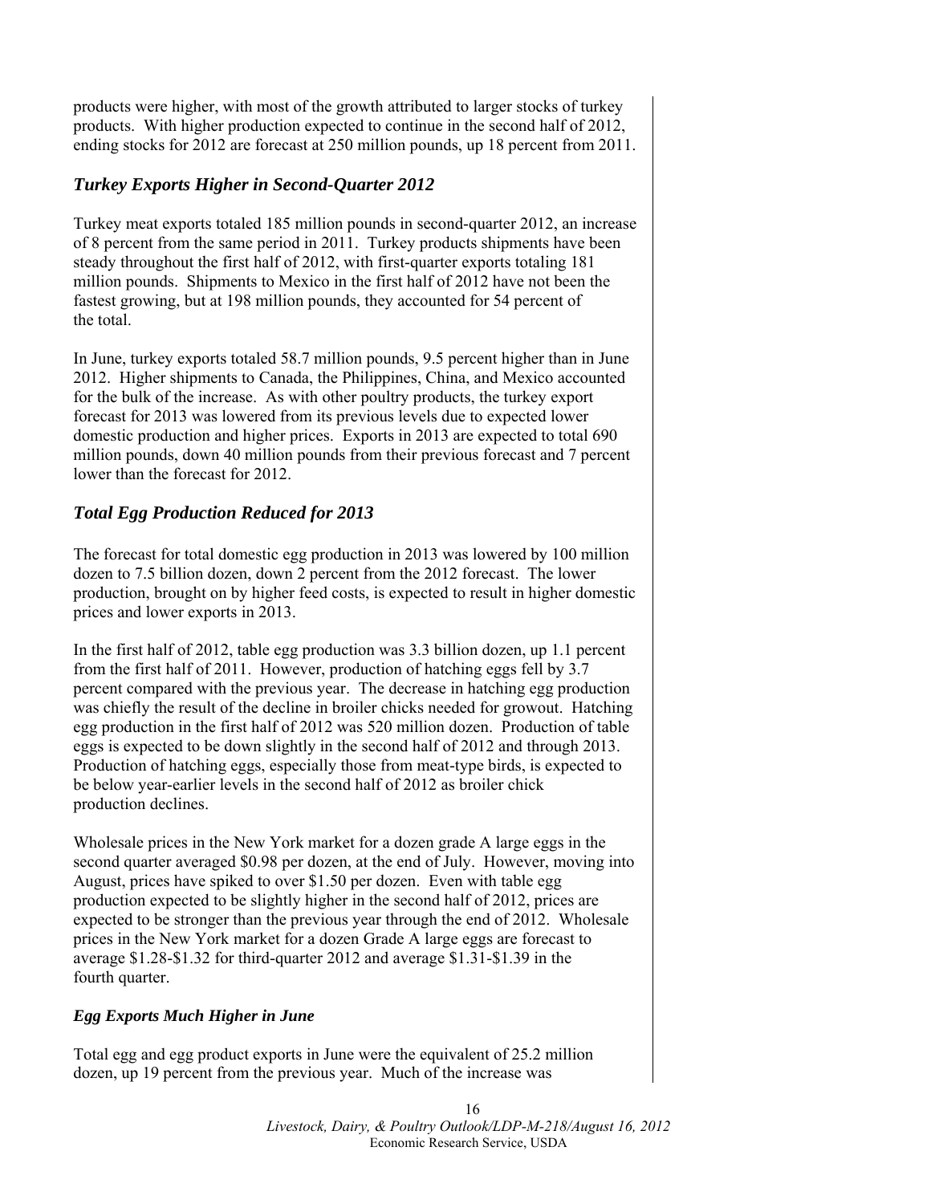products were higher, with most of the growth attributed to larger stocks of turkey products. With higher production expected to continue in the second half of 2012, ending stocks for 2012 are forecast at 250 million pounds, up 18 percent from 2011.

### *Turkey Exports Higher in Second-Quarter 2012*

Turkey meat exports totaled 185 million pounds in second-quarter 2012, an increase of 8 percent from the same period in 2011. Turkey products shipments have been steady throughout the first half of 2012, with first-quarter exports totaling 181 million pounds. Shipments to Mexico in the first half of 2012 have not been the fastest growing, but at 198 million pounds, they accounted for 54 percent of the total.

In June, turkey exports totaled 58.7 million pounds, 9.5 percent higher than in June 2012. Higher shipments to Canada, the Philippines, China, and Mexico accounted for the bulk of the increase. As with other poultry products, the turkey export forecast for 2013 was lowered from its previous levels due to expected lower domestic production and higher prices. Exports in 2013 are expected to total 690 million pounds, down 40 million pounds from their previous forecast and 7 percent lower than the forecast for 2012.

### *Total Egg Production Reduced for 2013*

The forecast for total domestic egg production in 2013 was lowered by 100 million dozen to 7.5 billion dozen, down 2 percent from the 2012 forecast. The lower production, brought on by higher feed costs, is expected to result in higher domestic prices and lower exports in 2013.

In the first half of 2012, table egg production was 3.3 billion dozen, up 1.1 percent from the first half of 2011. However, production of hatching eggs fell by 3.7 percent compared with the previous year. The decrease in hatching egg production was chiefly the result of the decline in broiler chicks needed for growout. Hatching egg production in the first half of 2012 was 520 million dozen. Production of table eggs is expected to be down slightly in the second half of 2012 and through 2013. Production of hatching eggs, especially those from meat-type birds, is expected to be below year-earlier levels in the second half of 2012 as broiler chick production declines.

Wholesale prices in the New York market for a dozen grade A large eggs in the second quarter averaged $0.98 per dozen, at the end of July. However, moving into August, prices have spiked to over $1.50 per dozen. Even with table egg production expected to be slightly higher in the second half of 2012, prices are expected to be stronger than the previous year through the end of 2012. Wholesale prices in the New York market for a dozen Grade A large eggs are forecast to average $1.28-$1.32 for third-quarter 2012 and average $1.31-$1.39 in the fourth quarter.

### *Egg Exports Much Higher in June*

Total egg and egg product exports in June were the equivalent of 25.2 million dozen, up 19 percent from the previous year. Much of the increase was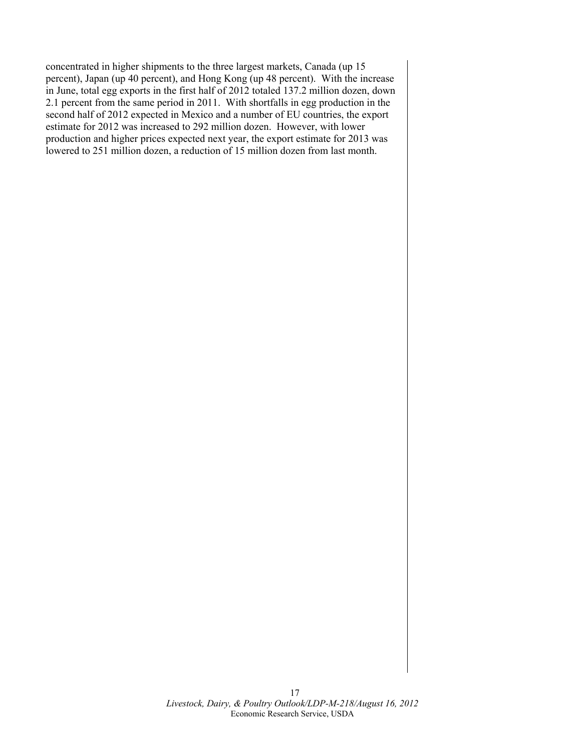concentrated in higher shipments to the three largest markets, Canada (up 15 percent), Japan (up 40 percent), and Hong Kong (up 48 percent). With the increase in June, total egg exports in the first half of 2012 totaled 137.2 million dozen, down 2.1 percent from the same period in 2011. With shortfalls in egg production in the second half of 2012 expected in Mexico and a number of EU countries, the export estimate for 2012 was increased to 292 million dozen. However, with lower production and higher prices expected next year, the export estimate for 2013 was lowered to 251 million dozen, a reduction of 15 million dozen from last month.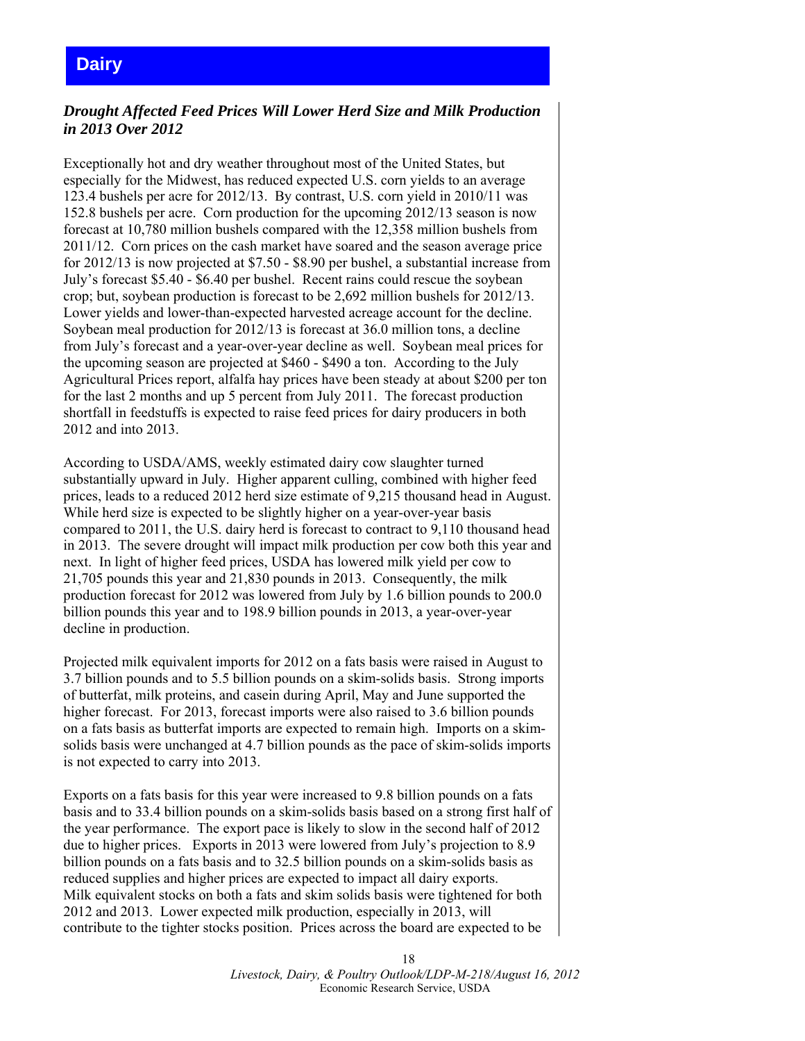# Dairy

***Drought Affected Feed Prices Will Lower Herd Size and Milk Production in 2013 Over 2012***

Exceptionally hot and dry weather throughout most of the United States, but especially for the Midwest, has reduced expected U.S. corn yields to an average 123.4 bushels per acre for 2012/13. By contrast, U.S. corn yield in 2010/11 was 152.8 bushels per acre. Corn production for the upcoming 2012/13 season is now forecast at 10,780 million bushels compared with the 12,358 million bushels from 2011/12. Corn prices on the cash market have soared and the season average price for 2012/13 is now projected at $7.50 - $8.90 per bushel, a substantial increase from July's forecast $5.40 - $6.40 per bushel. Recent rains could rescue the soybean crop; but, soybean production is forecast to be 2,692 million bushels for 2012/13. Lower yields and lower-than-expected harvested acreage account for the decline. Soybean meal production for 2012/13 is forecast at 36.0 million tons, a decline from July's forecast and a year-over-year decline as well. Soybean meal prices for the upcoming season are projected at $460 - $490 a ton. According to the July Agricultural Prices report, alfalfa hay prices have been steady at about $200 per ton for the last 2 months and up 5 percent from July 2011. The forecast production shortfall in feedstuffs is expected to raise feed prices for dairy producers in both 2012 and into 2013.

According to USDA/AMS, weekly estimated dairy cow slaughter turned substantially upward in July. Higher apparent culling, combined with higher feed prices, leads to a reduced 2012 herd size estimate of 9,215 thousand head in August. While herd size is expected to be slightly higher on a year-over-year basis compared to 2011, the U.S. dairy herd is forecast to contract to 9,110 thousand head in 2013. The severe drought will impact milk production per cow both this year and next. In light of higher feed prices, USDA has lowered milk yield per cow to 21,705 pounds this year and 21,830 pounds in 2013. Consequently, the milk production forecast for 2012 was lowered from July by 1.6 billion pounds to 200.0 billion pounds this year and to 198.9 billion pounds in 2013, a year-over-year decline in production.

Projected milk equivalent imports for 2012 on a fats basis were raised in August to 3.7 billion pounds and to 5.5 billion pounds on a skim-solids basis. Strong imports of butterfat, milk proteins, and casein during April, May and June supported the higher forecast. For 2013, forecast imports were also raised to 3.6 billion pounds on a fats basis as butterfat imports are expected to remain high. Imports on a skim-solids basis were unchanged at 4.7 billion pounds as the pace of skim-solids imports is not expected to carry into 2013.

Exports on a fats basis for this year were increased to 9.8 billion pounds on a fats basis and to 33.4 billion pounds on a skim-solids basis based on a strong first half of the year performance. The export pace is likely to slow in the second half of 2012 due to higher prices. Exports in 2013 were lowered from July's projection to 8.9 billion pounds on a fats basis and to 32.5 billion pounds on a skim-solids basis as reduced supplies and higher prices are expected to impact all dairy exports. Milk equivalent stocks on both a fats and skim solids basis were tightened for both 2012 and 2013. Lower expected milk production, especially in 2013, will contribute to the tighter stocks position. Prices across the board are expected to be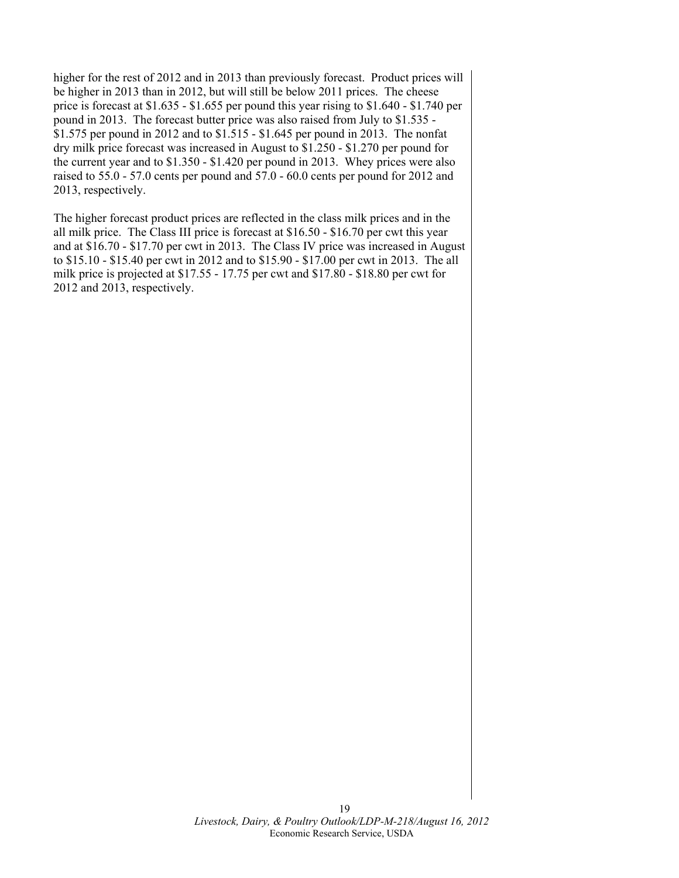higher for the rest of 2012 and in 2013 than previously forecast. Product prices will be higher in 2013 than in 2012, but will still be below 2011 prices. The cheese price is forecast at $1.635 - $1.655 per pound this year rising to $1.640 - $1.740 per pound in 2013. The forecast butter price was also raised from July to $1.535 - $1.575 per pound in 2012 and to $1.515 - $1.645 per pound in 2013. The nonfat dry milk price forecast was increased in August to $1.250 - $1.270 per pound for the current year and to $1.350 - $1.420 per pound in 2013. Whey prices were also raised to 55.0 - 57.0 cents per pound and 57.0 - 60.0 cents per pound for 2012 and 2013, respectively.

The higher forecast product prices are reflected in the class milk prices and in the all milk price. The Class III price is forecast at $16.50 - $16.70 per cwt this year and at $16.70 - $17.70 per cwt in 2013. The Class IV price was increased in August to $15.10 - $15.40 per cwt in 2012 and to $15.90 - $17.00 per cwt in 2013. The all milk price is projected at $17.55 - 17.75 per cwt and $17.80 - $18.80 per cwt for 2012 and 2013, respectively.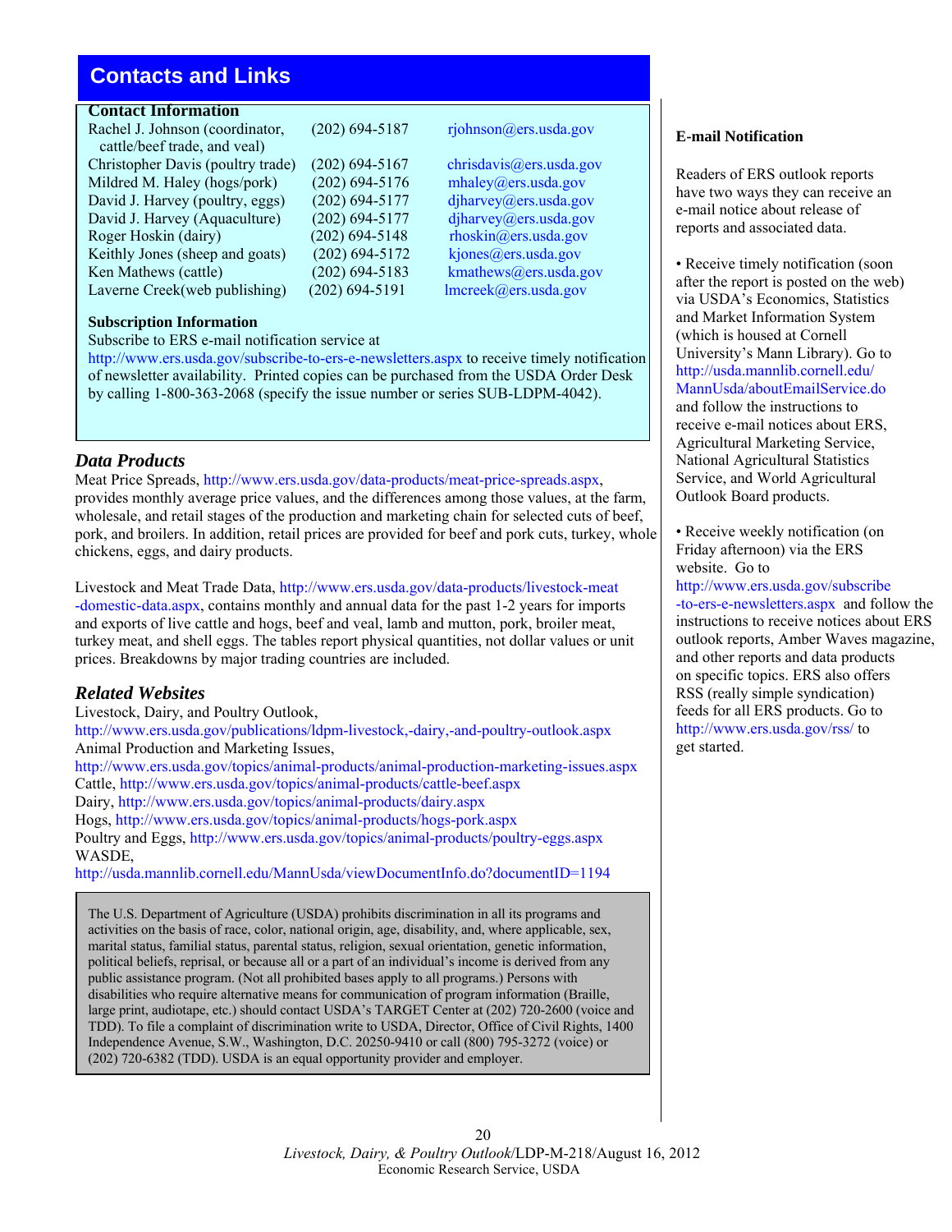## Contacts and Links

**Contact Information**

| | | |
|---|---|---|
| Rachel J. Johnson (coordinator, cattle/beef trade, and veal) | (202) 694-5187 | rjohnson@ers.usda.gov |
| Christopher Davis (poultry trade) | (202) 694-5167 | chrisdavis@ers.usda.gov |
| Mildred M. Haley (hogs/pork) | (202) 694-5176 | mhaley@ers.usda.gov |
| David J. Harvey (poultry, eggs) | (202) 694-5177 | djharvey@ers.usda.gov |
| David J. Harvey (Aquaculture) | (202) 694-5177 | djharvey@ers.usda.gov |
| Roger Hoskin (dairy) | (202) 694-5148 | rhoskin@ers.usda.gov |
| Keithly Jones (sheep and goats) | (202) 694-5172 | kjones@ers.usda.gov |
| Ken Mathews (cattle) | (202) 694-5183 | kmathews@ers.usda.gov |
| Laverne Creek(web publishing) | (202) 694-5191 | lmcreek@ers.usda.gov |

**Subscription Information**

Subscribe to ERS e-mail notification service at http://www.ers.usda.gov/subscribe-to-ers-e-newsletters.aspx to receive timely notification of newsletter availability. Printed copies can be purchased from the USDA Order Desk by calling 1-800-363-2068 (specify the issue number or series SUB-LDPM-4042).

### *Data Products*

Meat Price Spreads, http://www.ers.usda.gov/data-products/meat-price-spreads.aspx, provides monthly average price values, and the differences among those values, at the farm, wholesale, and retail stages of the production and marketing chain for selected cuts of beef, pork, and broilers. In addition, retail prices are provided for beef and pork cuts, turkey, whole chickens, eggs, and dairy products.

Livestock and Meat Trade Data, http://www.ers.usda.gov/data-products/livestock-meat-domestic-data.aspx, contains monthly and annual data for the past 1-2 years for imports and exports of live cattle and hogs, beef and veal, lamb and mutton, pork, broiler meat, turkey meat, and shell eggs. The tables report physical quantities, not dollar values or unit prices. Breakdowns by major trading countries are included.

### *Related Websites*

Livestock, Dairy, and Poultry Outlook,
http://www.ers.usda.gov/publications/ldpm-livestock,-dairy,-and-poultry-outlook.aspx
Animal Production and Marketing Issues,
http://www.ers.usda.gov/topics/animal-products/animal-production-marketing-issues.aspx
Cattle, http://www.ers.usda.gov/topics/animal-products/cattle-beef.aspx
Dairy, http://www.ers.usda.gov/topics/animal-products/dairy.aspx
Hogs, http://www.ers.usda.gov/topics/animal-products/hogs-pork.aspx
Poultry and Eggs, http://www.ers.usda.gov/topics/animal-products/poultry-eggs.aspx
WASDE,
http://usda.mannlib.cornell.edu/MannUsda/viewDocumentInfo.do?documentID=1194

The U.S. Department of Agriculture (USDA) prohibits discrimination in all its programs and activities on the basis of race, color, national origin, age, disability, and, where applicable, sex, marital status, familial status, parental status, religion, sexual orientation, genetic information, political beliefs, reprisal, or because all or a part of an individual's income is derived from any public assistance program. (Not all prohibited bases apply to all programs.) Persons with disabilities who require alternative means for communication of program information (Braille, large print, audiotape, etc.) should contact USDA's TARGET Center at (202) 720-2600 (voice and TDD). To file a complaint of discrimination write to USDA, Director, Office of Civil Rights, 1400 Independence Avenue, S.W., Washington, D.C. 20250-9410 or call (800) 795-3272 (voice) or (202) 720-6382 (TDD). USDA is an equal opportunity provider and employer.

**E-mail Notification**

Readers of ERS outlook reports have two ways they can receive an e-mail notice about release of reports and associated data.

- Receive timely notification (soon after the report is posted on the web) via USDA's Economics, Statistics and Market Information System (which is housed at Cornell University's Mann Library). Go to http://usda.mannlib.cornell.edu/MannUsda/aboutEmailService.do and follow the instructions to receive e-mail notices about ERS, Agricultural Marketing Service, National Agricultural Statistics Service, and World Agricultural Outlook Board products.

- Receive weekly notification (on Friday afternoon) via the ERS website. Go to http://www.ers.usda.gov/subscribe-to-ers-e-newsletters.aspx and follow the instructions to receive notices about ERS outlook reports, Amber Waves magazine, and other reports and data products on specific topics. ERS also offers RSS (really simple syndication) feeds for all ERS products. Go to http://www.ers.usda.gov/rss/ to get started.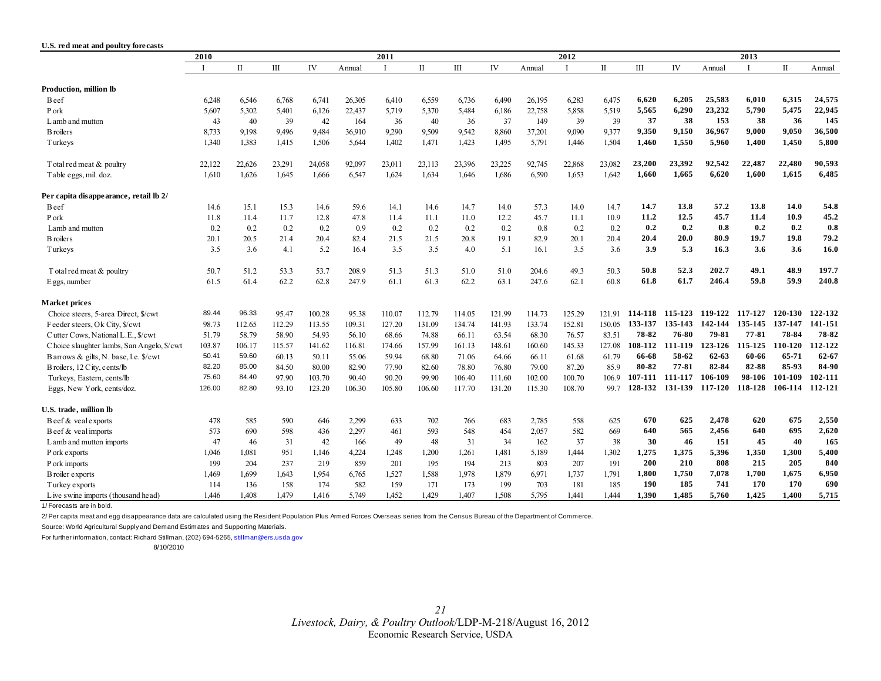**U.S. red meat and poultry forecasts**

| | 2010 | | | | | 2011 | | | | | 2012 | | | | | 2013 | | |
|---|---|---|---|---|---|---|---|---|---|---|---|---|---|---|---|---|---|---|
| | I | II | III | IV | Annual | I | II | III | IV | Annual | I | II | III | IV | Annual | I | II | Annual |
| **Production, million lb** | | | | | | | | | | | | | | | | | | |
| Beef | 6,248 | 6,546 | 6,768 | 6,741 | 26,305 | 6,410 | 6,559 | 6,736 | 6,490 | 26,195 | 6,283 | 6,475 | **6,620** | **6,205** | **25,583** | **6,010** | **6,315** | **24,575** |
| Pork | 5,607 | 5,302 | 5,401 | 6,126 | 22,437 | 5,719 | 5,370 | 5,484 | 6,186 | 22,758 | 5,858 | 5,519 | **5,565** | **6,290** | **23,232** | **5,790** | **5,475** | **22,945** |
| Lamb and mutton | 43 | 40 | 39 | 42 | 164 | 36 | 40 | 36 | 37 | 149 | 39 | 39 | **37** | **38** | **153** | **38** | **36** | **145** |
| Broilers | 8,733 | 9,198 | 9,496 | 9,484 | 36,910 | 9,290 | 9,509 | 9,542 | 8,860 | 37,201 | 9,090 | 9,377 | **9,350** | **9,150** | **36,967** | **9,000** | **9,050** | **36,500** |
| Turkeys | 1,340 | 1,383 | 1,415 | 1,506 | 5,644 | 1,402 | 1,471 | 1,423 | 1,495 | 5,791 | 1,446 | 1,504 | **1,460** | **1,550** | **5,960** | **1,400** | **1,450** | **5,800** |
| Total red meat & poultry | 22,122 | 22,626 | 23,291 | 24,058 | 92,097 | 23,011 | 23,113 | 23,396 | 23,225 | 92,745 | 22,868 | 23,082 | **23,200** | **23,392** | **92,542** | **22,487** | **22,480** | **90,593** |
| Table eggs, mil. doz. | 1,610 | 1,626 | 1,645 | 1,666 | 6,547 | 1,624 | 1,634 | 1,646 | 1,686 | 6,590 | 1,653 | 1,642 | **1,660** | **1,665** | **6,620** | **1,600** | **1,615** | **6,485** |
| **Per capita disappearance, retail lb 2/** | | | | | | | | | | | | | | | | | | |
| Beef | 14.6 | 15.1 | 15.3 | 14.6 | 59.6 | 14.1 | 14.6 | 14.7 | 14.0 | 57.3 | 14.0 | 14.7 | **14.7** | **13.8** | **57.2** | **13.8** | **14.0** | **54.8** |
| Pork | 11.8 | 11.4 | 11.7 | 12.8 | 47.8 | 11.4 | 11.1 | 11.0 | 12.2 | 45.7 | 11.1 | 10.9 | **11.2** | **12.5** | **45.7** | **11.4** | **10.9** | **45.2** |
| Lamb and mutton | 0.2 | 0.2 | 0.2 | 0.2 | 0.9 | 0.2 | 0.2 | 0.2 | 0.2 | 0.8 | 0.2 | 0.2 | **0.2** | **0.2** | **0.8** | **0.2** | **0.2** | **0.8** |
| Broilers | 20.1 | 20.5 | 21.4 | 20.4 | 82.4 | 21.5 | 21.5 | 20.8 | 19.1 | 82.9 | 20.1 | 20.4 | **20.4** | **20.0** | **80.9** | **19.7** | **19.8** | **79.2** |
| Turkeys | 3.5 | 3.6 | 4.1 | 5.2 | 16.4 | 3.5 | 3.5 | 4.0 | 5.1 | 16.1 | 3.5 | 3.6 | **3.9** | **5.3** | **16.3** | **3.6** | **3.6** | **16.0** |
| Total red meat & poultry | 50.7 | 51.2 | 53.3 | 53.7 | 208.9 | 51.3 | 51.3 | 51.0 | 51.0 | 204.6 | 49.3 | 50.3 | **50.8** | **52.3** | **202.7** | **49.1** | **48.9** | **197.7** |
| Eggs, number | 61.5 | 61.4 | 62.2 | 62.8 | 247.9 | 61.1 | 61.3 | 62.2 | 63.1 | 247.6 | 62.1 | 60.8 | **61.8** | **61.7** | **246.4** | **59.8** | **59.9** | **240.8** |
| **Market prices** | | | | | | | | | | | | | | | | | | |
| Choice steers, 5-area Direct, $/cwt | 89.44 | 96.33 | 95.47 | 100.28 | 95.38 | 110.07 | 112.79 | 114.05 | 121.99 | 114.73 | 125.29 | 121.91 | **114-118** | **115-123** | **119-122** | **117-127** | **120-130** | **122-132** |
| Feeder steers, Ok City, $/cwt | 98.73 | 112.65 | 112.29 | 113.55 | 109.31 | 127.20 | 131.09 | 134.74 | 141.93 | 133.74 | 152.81 | 150.05 | **133-137** | **135-143** | **142-144** | **135-145** | **137-147** | **141-151** |
| Cutter Cows, National L.E., $/cwt | 51.79 | 58.79 | 58.90 | 54.93 | 56.10 | 68.66 | 74.88 | 66.11 | 63.54 | 68.30 | 76.57 | 83.51 | **78-82** | **76-80** | **79-81** | **77-81** | **78-84** | **78-82** |
| Choice slaughter lambs, San Angelo, $/cwt | 103.87 | 106.17 | 115.57 | 141.62 | 116.81 | 174.66 | 157.99 | 161.13 | 148.61 | 160.60 | 145.33 | 127.08 | **108-112** | **111-119** | **123-126** | **115-125** | **110-120** | **112-122** |
| Barrows & gilts, N. base, l.e. $/cwt | 50.41 | 59.60 | 60.13 | 50.11 | 55.06 | 59.94 | 68.80 | 71.06 | 64.66 | 66.11 | 61.68 | 61.79 | **66-68** | **58-62** | **62-63** | **60-66** | **65-71** | **62-67** |
| Broilers, 12 City, cents/lb | 82.20 | 85.00 | 84.50 | 80.00 | 82.90 | 77.90 | 82.60 | 78.80 | 76.80 | 79.00 | 87.20 | 85.9 | **80-82** | **77-81** | **82-84** | **82-88** | **85-93** | **84-90** |
| Turkeys, Eastern, cents/lb | 75.60 | 84.40 | 97.90 | 103.70 | 90.40 | 90.20 | 99.90 | 106.40 | 111.60 | 102.00 | 100.70 | 106.9 | **107-111** | **111-117** | **106-109** | **98-106** | **101-109** | **102-111** |
| Eggs, New York, cents/doz. | 126.00 | 82.80 | 93.10 | 123.20 | 106.30 | 105.80 | 106.60 | 117.70 | 131.20 | 115.30 | 108.70 | 99.7 | **128-132** | **131-139** | **117-120** | **118-128** | **106-114** | **112-121** |
| **U.S. trade, million lb** | | | | | | | | | | | | | | | | | | |
| Beef & veal exports | 478 | 585 | 590 | 646 | 2,299 | 633 | 702 | 766 | 683 | 2,785 | 558 | 625 | **670** | **625** | **2,478** | **620** | **675** | **2,550** |
| Beef & veal imports | 573 | 690 | 598 | 436 | 2,297 | 461 | 593 | 548 | 454 | 2,057 | 582 | 669 | **640** | **565** | **2,456** | **640** | **695** | **2,620** |
| Lamb and mutton imports | 47 | 46 | 31 | 42 | 166 | 49 | 48 | 31 | 34 | 162 | 37 | 38 | **30** | **46** | **151** | **45** | **40** | **165** |
| Pork exports | 1,046 | 1,081 | 951 | 1,146 | 4,224 | 1,248 | 1,200 | 1,261 | 1,481 | 5,189 | 1,444 | 1,302 | **1,275** | **1,375** | **5,396** | **1,350** | **1,300** | **5,400** |
| Pork imports | 199 | 204 | 237 | 219 | 859 | 201 | 195 | 194 | 213 | 803 | 207 | 191 | **200** | **210** | **808** | **215** | **205** | **840** |
| Broiler exports | 1,469 | 1,699 | 1,643 | 1,954 | 6,765 | 1,527 | 1,588 | 1,978 | 1,879 | 6,971 | 1,737 | 1,791 | **1,800** | **1,750** | **7,078** | **1,700** | **1,675** | **6,950** |
| Turkey exports | 114 | 136 | 158 | 174 | 582 | 159 | 171 | 173 | 199 | 703 | 181 | 185 | **190** | **185** | **741** | **170** | **170** | **690** |
| Live swine imports (thousand head) | 1,446 | 1,408 | 1,479 | 1,416 | 5,749 | 1,452 | 1,429 | 1,407 | 1,508 | 5,795 | 1,441 | 1,444 | **1,390** | **1,485** | **5,760** | **1,425** | **1,400** | **5,715** |

1/ Forecasts are in bold.

2/ Per capita meat and egg disappearance data are calculated using the Resident Population Plus Armed Forces Overseas series from the Census Bureau of the Department of Commerce.

Source: World Agricultural Supply and Demand Estimates and Supporting Materials.

For further information, contact: Richard Stillman, (202) 694-5265, stillman@ers.usda.gov

8/10/2010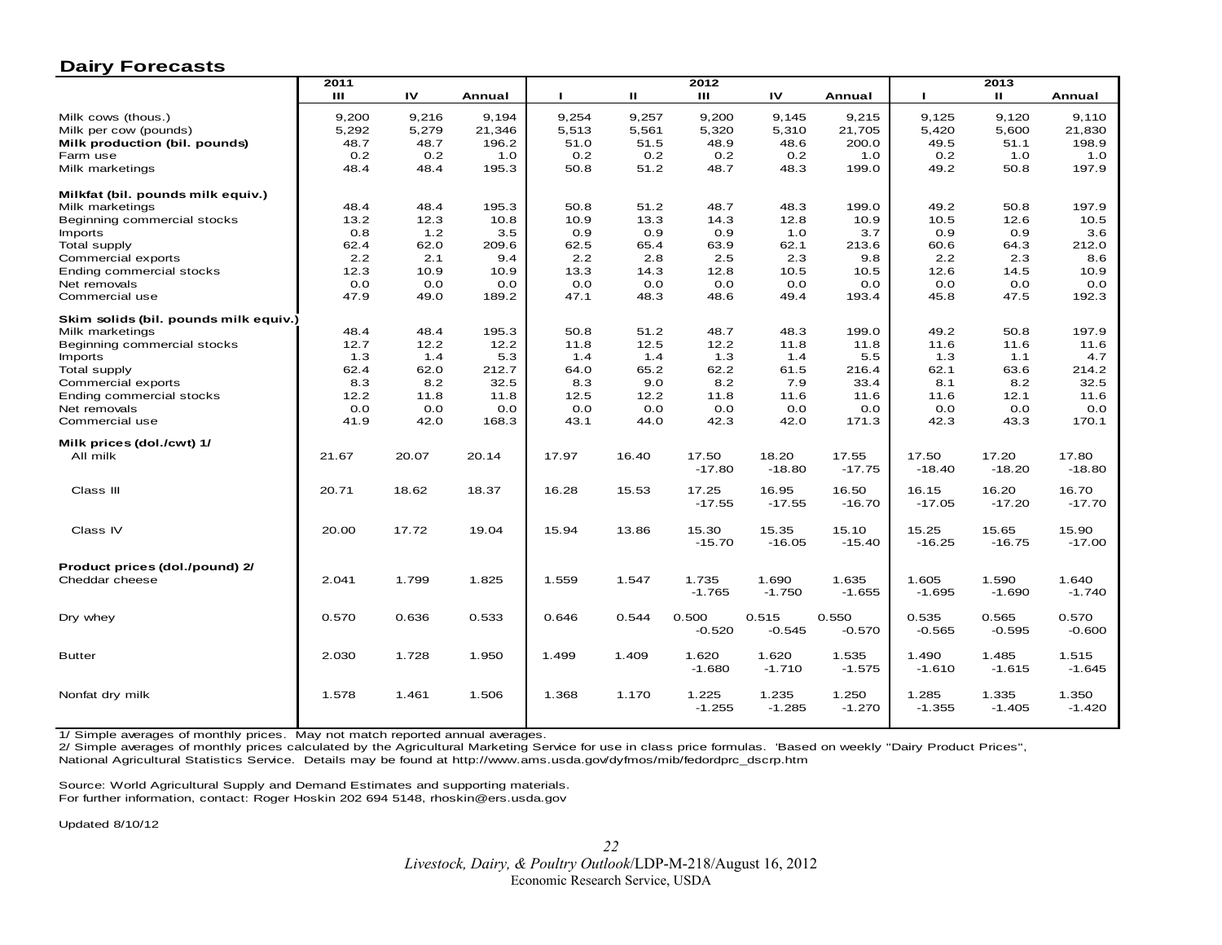## Dairy Forecasts

| | 2011 | | | 2012 | | | | | 2013 | | |
|---|---|---|---|---|---|---|---|---|---|---|---|
| | III | IV | Annual | I | II | III | IV | Annual | I | II | Annual |
| Milk cows (thous.) | 9,200 | 9,216 | 9,194 | 9,254 | 9,257 | 9,200 | 9,145 | 9,215 | 9,125 | 9,120 | 9,110 |
| Milk per cow (pounds) | 5,292 | 5,279 | 21,346 | 5,513 | 5,561 | 5,320 | 5,310 | 21,705 | 5,420 | 5,600 | 21,830 |
| **Milk production (bil. pounds)** | 48.7 | 48.7 | 196.2 | 51.0 | 51.5 | 48.9 | 48.6 | 200.0 | 49.5 | 51.1 | 198.9 |
| Farm use | 0.2 | 0.2 | 1.0 | 0.2 | 0.2 | 0.2 | 0.2 | 1.0 | 0.2 | 1.0 | 1.0 |
| Milk marketings | 48.4 | 48.4 | 195.3 | 50.8 | 51.2 | 48.7 | 48.3 | 199.0 | 49.2 | 50.8 | 197.9 |
| **Milkfat (bil. pounds milk equiv.)** | | | | | | | | | | | |
| Milk marketings | 48.4 | 48.4 | 195.3 | 50.8 | 51.2 | 48.7 | 48.3 | 199.0 | 49.2 | 50.8 | 197.9 |
| Beginning commercial stocks | 13.2 | 12.3 | 10.8 | 10.9 | 13.3 | 14.3 | 12.8 | 10.9 | 10.5 | 12.6 | 10.5 |
| Imports | 0.8 | 1.2 | 3.5 | 0.9 | 0.9 | 0.9 | 1.0 | 3.7 | 0.9 | 0.9 | 3.6 |
| Total supply | 62.4 | 62.0 | 209.6 | 62.5 | 65.4 | 63.9 | 62.1 | 213.6 | 60.6 | 64.3 | 212.0 |
| Commercial exports | 2.2 | 2.1 | 9.4 | 2.2 | 2.8 | 2.5 | 2.3 | 9.8 | 2.2 | 2.3 | 8.6 |
| Ending commercial stocks | 12.3 | 10.9 | 10.9 | 13.3 | 14.3 | 12.8 | 10.5 | 10.5 | 12.6 | 14.5 | 10.9 |
| Net removals | 0.0 | 0.0 | 0.0 | 0.0 | 0.0 | 0.0 | 0.0 | 0.0 | 0.0 | 0.0 | 0.0 |
| Commercial use | 47.9 | 49.0 | 189.2 | 47.1 | 48.3 | 48.6 | 49.4 | 193.4 | 45.8 | 47.5 | 192.3 |
| **Skim solids (bil. pounds milk equiv.)** | | | | | | | | | | | |
| Milk marketings | 48.4 | 48.4 | 195.3 | 50.8 | 51.2 | 48.7 | 48.3 | 199.0 | 49.2 | 50.8 | 197.9 |
| Beginning commercial stocks | 12.7 | 12.2 | 12.2 | 11.8 | 12.5 | 12.2 | 11.8 | 11.8 | 11.6 | 11.6 | 11.6 |
| Imports | 1.3 | 1.4 | 5.3 | 1.4 | 1.4 | 1.3 | 1.4 | 5.5 | 1.3 | 1.1 | 4.7 |
| Total supply | 62.4 | 62.0 | 212.7 | 64.0 | 65.2 | 62.2 | 61.5 | 216.4 | 62.1 | 63.6 | 214.2 |
| Commercial exports | 8.3 | 8.2 | 32.5 | 8.3 | 9.0 | 8.2 | 7.9 | 33.4 | 8.1 | 8.2 | 32.5 |
| Ending commercial stocks | 12.2 | 11.8 | 11.8 | 12.5 | 12.2 | 11.8 | 11.6 | 11.6 | 11.6 | 12.1 | 11.6 |
| Net removals | 0.0 | 0.0 | 0.0 | 0.0 | 0.0 | 0.0 | 0.0 | 0.0 | 0.0 | 0.0 | 0.0 |
| Commercial use | 41.9 | 42.0 | 168.3 | 43.1 | 44.0 | 42.3 | 42.0 | 171.3 | 42.3 | 43.3 | 170.1 |
| **Milk prices (dol./cwt) 1/** | | | | | | | | | | | |
| All milk | 21.67 | 20.07 | 20.14 | 17.97 | 16.40 | 17.50 -17.80 | 18.20 -18.80 | 17.55 -17.75 | 17.50 -18.40 | 17.20 -18.20 | 17.80 -18.80 |
| Class III | 20.71 | 18.62 | 18.37 | 16.28 | 15.53 | 17.25 -17.55 | 16.95 -17.55 | 16.50 -16.70 | 16.15 -17.05 | 16.20 -17.20 | 16.70 -17.70 |
| Class IV | 20.00 | 17.72 | 19.04 | 15.94 | 13.86 | 15.30 -15.70 | 15.35 -16.05 | 15.10 -15.40 | 15.25 -16.25 | 15.65 -16.75 | 15.90 -17.00 |
| **Product prices (dol./pound) 2/** | | | | | | | | | | | |
| Cheddar cheese | 2.041 | 1.799 | 1.825 | 1.559 | 1.547 | 1.735 -1.765 | 1.690 -1.750 | 1.635 -1.655 | 1.605 -1.695 | 1.590 -1.690 | 1.640 -1.740 |
| Dry whey | 0.570 | 0.636 | 0.533 | 0.646 | 0.544 | 0.500 -0.520 | 0.515 -0.545 | 0.550 -0.570 | 0.535 -0.565 | 0.565 -0.595 | 0.570 -0.600 |
| Butter | 2.030 | 1.728 | 1.950 | 1.499 | 1.409 | 1.620 -1.680 | 1.620 -1.710 | 1.535 -1.575 | 1.490 -1.610 | 1.485 -1.615 | 1.515 -1.645 |
| Nonfat dry milk | 1.578 | 1.461 | 1.506 | 1.368 | 1.170 | 1.225 -1.255 | 1.235 -1.285 | 1.250 -1.270 | 1.285 -1.355 | 1.335 -1.405 | 1.350 -1.420 |

1/ Simple averages of monthly prices. May not match reported annual averages.
2/ Simple averages of monthly prices calculated by the Agricultural Marketing Service for use in class price formulas. 'Based on weekly "Dairy Product Prices", National Agricultural Statistics Service. Details may be found at http://www.ams.usda.gov/dyfmos/mib/fedordprc_dscrp.htm

Source: World Agricultural Supply and Demand Estimates and supporting materials.
For further information, contact: Roger Hoskin 202 694 5148, rhoskin@ers.usda.gov

Updated 8/10/12